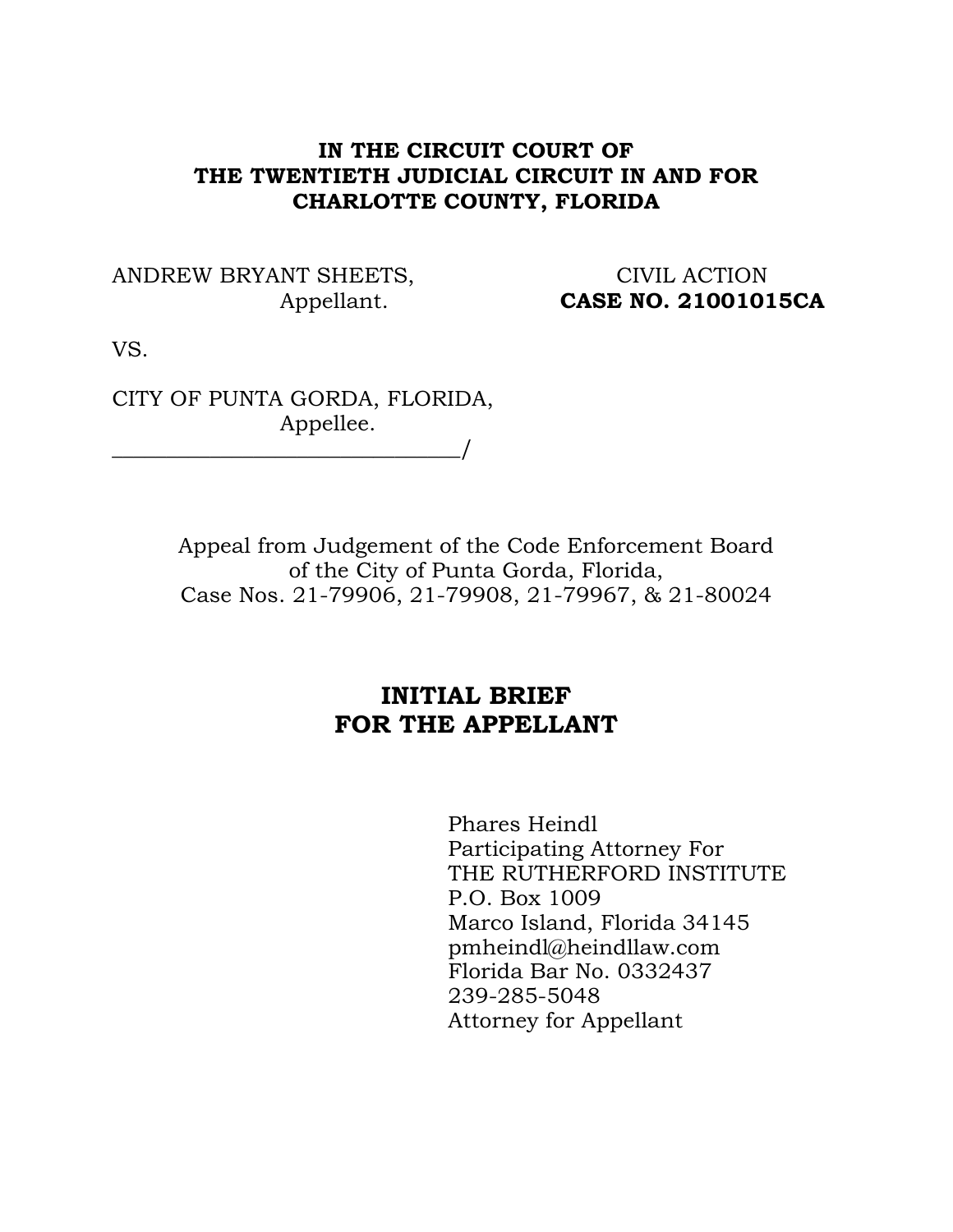**IN THE CIRCUIT COURT OF**
**THE TWENTIETH JUDICIAL CIRCUIT IN AND FOR**
**CHARLOTTE COUNTY, FLORIDA**

ANDREW BRYANT SHEETS,
Appellant.

CIVIL ACTION
**CASE NO. 21001015CA**

VS.

CITY OF PUNTA GORDA, FLORIDA,
Appellee.
_______________________________/

Appeal from Judgement of the Code Enforcement Board
of the City of Punta Gorda, Florida,
Case Nos. 21-79906, 21-79908, 21-79967, & 21-80024

# INITIAL BRIEF FOR THE APPELLANT

Phares Heindl
Participating Attorney For
THE RUTHERFORD INSTITUTE
P.O. Box 1009
Marco Island, Florida 34145
pmheindl@heindllaw.com
Florida Bar No. 0332437
239-285-5048
Attorney for Appellant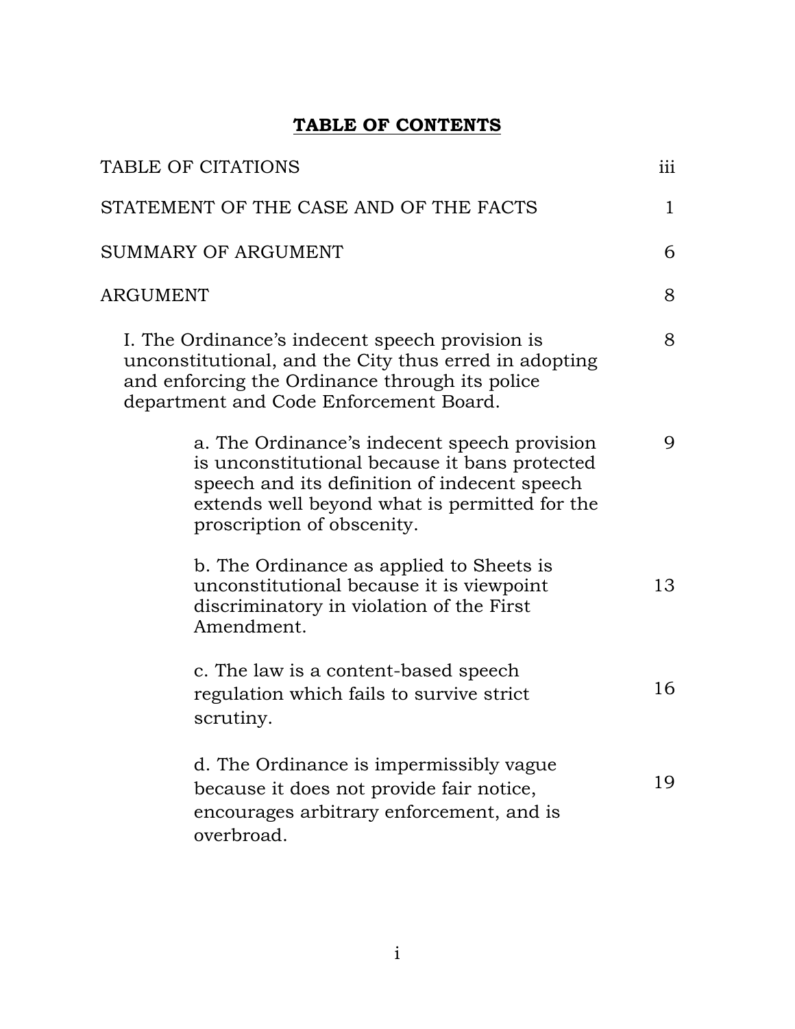# **TABLE OF CONTENTS**

| | |
|---|---|
| TABLE OF CITATIONS | iii |
| STATEMENT OF THE CASE AND OF THE FACTS | 1 |
| SUMMARY OF ARGUMENT | 6 |
| ARGUMENT | 8 |
| I. The Ordinance's indecent speech provision is unconstitutional, and the City thus erred in adopting and enforcing the Ordinance through its police department and Code Enforcement Board. | 8 |
| a. The Ordinance's indecent speech provision is unconstitutional because it bans protected speech and its definition of indecent speech extends well beyond what is permitted for the proscription of obscenity. | 9 |
| b. The Ordinance as applied to Sheets is unconstitutional because it is viewpoint discriminatory in violation of the First Amendment. | 13 |
| c. The law is a content-based speech regulation which fails to survive strict scrutiny. | 16 |
| d. The Ordinance is impermissibly vague because it does not provide fair notice, encourages arbitrary enforcement, and is overbroad. | 19 |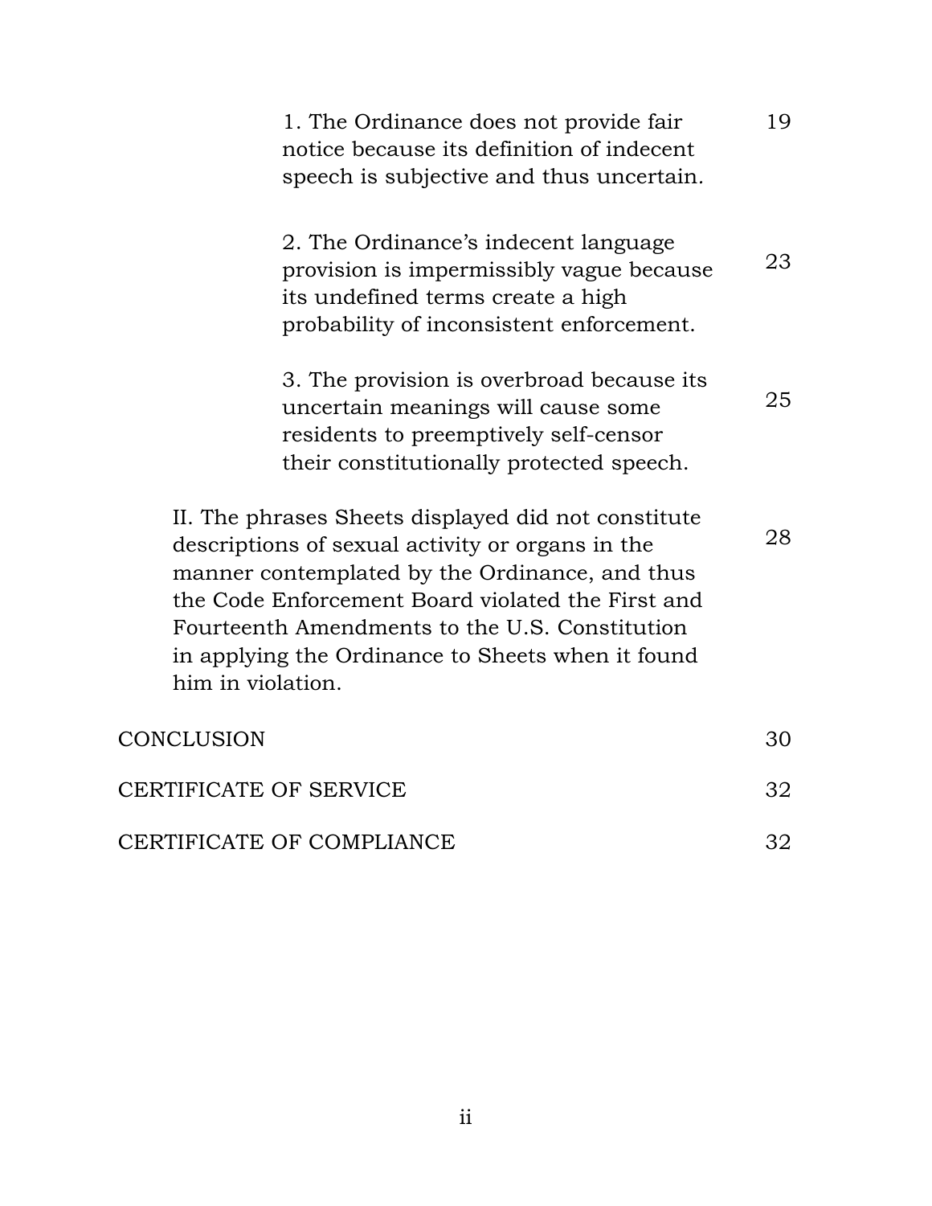1. The Ordinance does not provide fair notice because its definition of indecent speech is subjective and thus uncertain. 19

2. The Ordinance's indecent language provision is impermissibly vague because its undefined terms create a high probability of inconsistent enforcement. 23

3. The provision is overbroad because its uncertain meanings will cause some residents to preemptively self-censor their constitutionally protected speech. 25

II. The phrases Sheets displayed did not constitute descriptions of sexual activity or organs in the manner contemplated by the Ordinance, and thus the Code Enforcement Board violated the First and Fourteenth Amendments to the U.S. Constitution in applying the Ordinance to Sheets when it found him in violation. 28

CONCLUSION 30

CERTIFICATE OF SERVICE 32

CERTIFICATE OF COMPLIANCE 32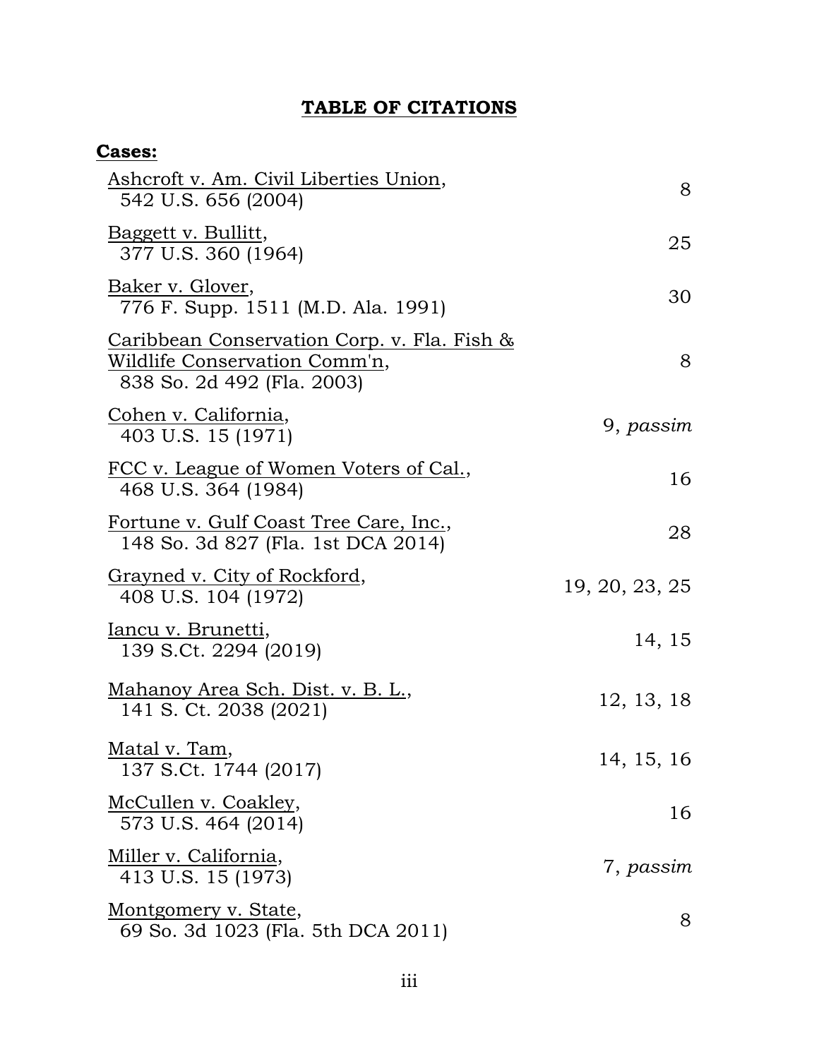# TABLE OF CITATIONS

**Cases:**

| Case | Page |
|---|---|
| Ashcroft v. Am. Civil Liberties Union, 542 U.S. 656 (2004) | 8 |
| Baggett v. Bullitt, 377 U.S. 360 (1964) | 25 |
| Baker v. Glover, 776 F. Supp. 1511 (M.D. Ala. 1991) | 30 |
| Caribbean Conservation Corp. v. Fla. Fish & Wildlife Conservation Comm'n, 838 So. 2d 492 (Fla. 2003) | 8 |
| Cohen v. California, 403 U.S. 15 (1971) | 9, *passim* |
| FCC v. League of Women Voters of Cal., 468 U.S. 364 (1984) | 16 |
| Fortune v. Gulf Coast Tree Care, Inc., 148 So. 3d 827 (Fla. 1st DCA 2014) | 28 |
| Grayned v. City of Rockford, 408 U.S. 104 (1972) | 19, 20, 23, 25 |
| Iancu v. Brunetti, 139 S.Ct. 2294 (2019) | 14, 15 |
| Mahanoy Area Sch. Dist. v. B. L., 141 S. Ct. 2038 (2021) | 12, 13, 18 |
| Matal v. Tam, 137 S.Ct. 1744 (2017) | 14, 15, 16 |
| McCullen v. Coakley, 573 U.S. 464 (2014) | 16 |
| Miller v. California, 413 U.S. 15 (1973) | 7, *passim* |
| Montgomery v. State, 69 So. 3d 1023 (Fla. 5th DCA 2011) | 8 |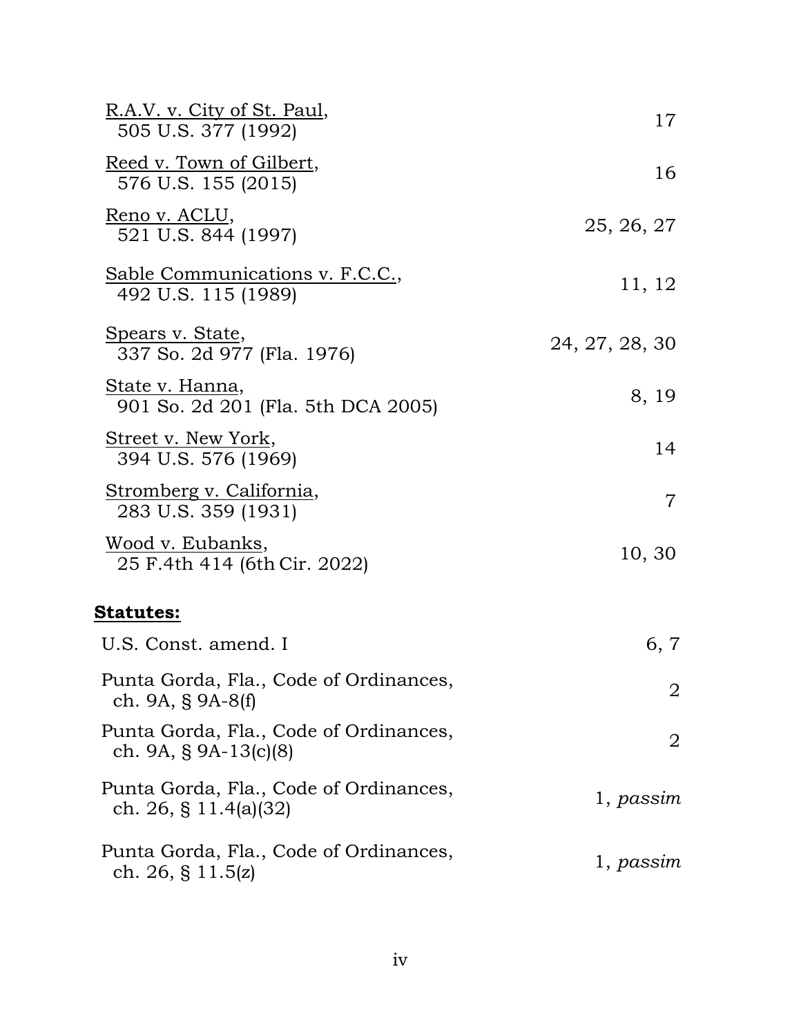R.A.V. v. City of St. Paul,
505 U.S. 377 (1992) ... 17

Reed v. Town of Gilbert,
576 U.S. 155 (2015) ... 16

Reno v. ACLU,
521 U.S. 844 (1997) ... 25, 26, 27

Sable Communications v. F.C.C.,
492 U.S. 115 (1989) ... 11, 12

Spears v. State,
337 So. 2d 977 (Fla. 1976) ... 24, 27, 28, 30

State v. Hanna,
901 So. 2d 201 (Fla. 5th DCA 2005) ... 8, 19

Street v. New York,
394 U.S. 576 (1969) ... 14

Stromberg v. California,
283 U.S. 359 (1931) ... 7

Wood v. Eubanks,
25 F.4th 414 (6th Cir. 2022) ... 10, 30

**Statutes:**

U.S. Const. amend. I ... 6, 7

Punta Gorda, Fla., Code of Ordinances,
ch. 9A, § 9A-8(f) ... 2

Punta Gorda, Fla., Code of Ordinances,
ch. 9A, § 9A-13(c)(8) ... 2

Punta Gorda, Fla., Code of Ordinances,
ch. 26, § 11.4(a)(32) ... 1, *passim*

Punta Gorda, Fla., Code of Ordinances,
ch. 26, § 11.5(z) ... 1, *passim*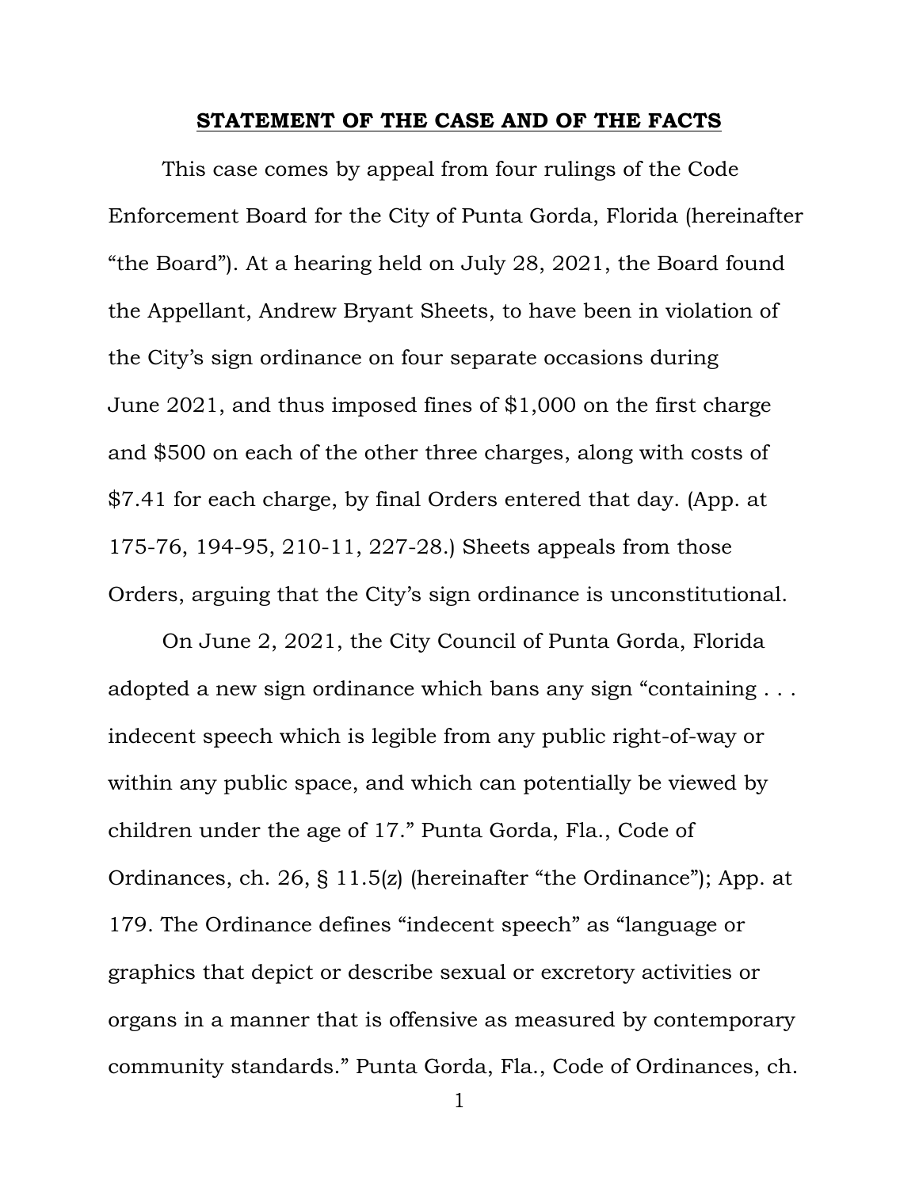## STATEMENT OF THE CASE AND OF THE FACTS

This case comes by appeal from four rulings of the Code Enforcement Board for the City of Punta Gorda, Florida (hereinafter "the Board"). At a hearing held on July 28, 2021, the Board found the Appellant, Andrew Bryant Sheets, to have been in violation of the City's sign ordinance on four separate occasions during June 2021, and thus imposed fines of $1,000 on the first charge and $500 on each of the other three charges, along with costs of $7.41 for each charge, by final Orders entered that day. (App. at 175-76, 194-95, 210-11, 227-28.) Sheets appeals from those Orders, arguing that the City's sign ordinance is unconstitutional.

On June 2, 2021, the City Council of Punta Gorda, Florida adopted a new sign ordinance which bans any sign "containing . . . indecent speech which is legible from any public right-of-way or within any public space, and which can potentially be viewed by children under the age of 17." Punta Gorda, Fla., Code of Ordinances, ch. 26, § 11.5(z) (hereinafter "the Ordinance"); App. at 179. The Ordinance defines "indecent speech" as "language or graphics that depict or describe sexual or excretory activities or organs in a manner that is offensive as measured by contemporary community standards." Punta Gorda, Fla., Code of Ordinances, ch.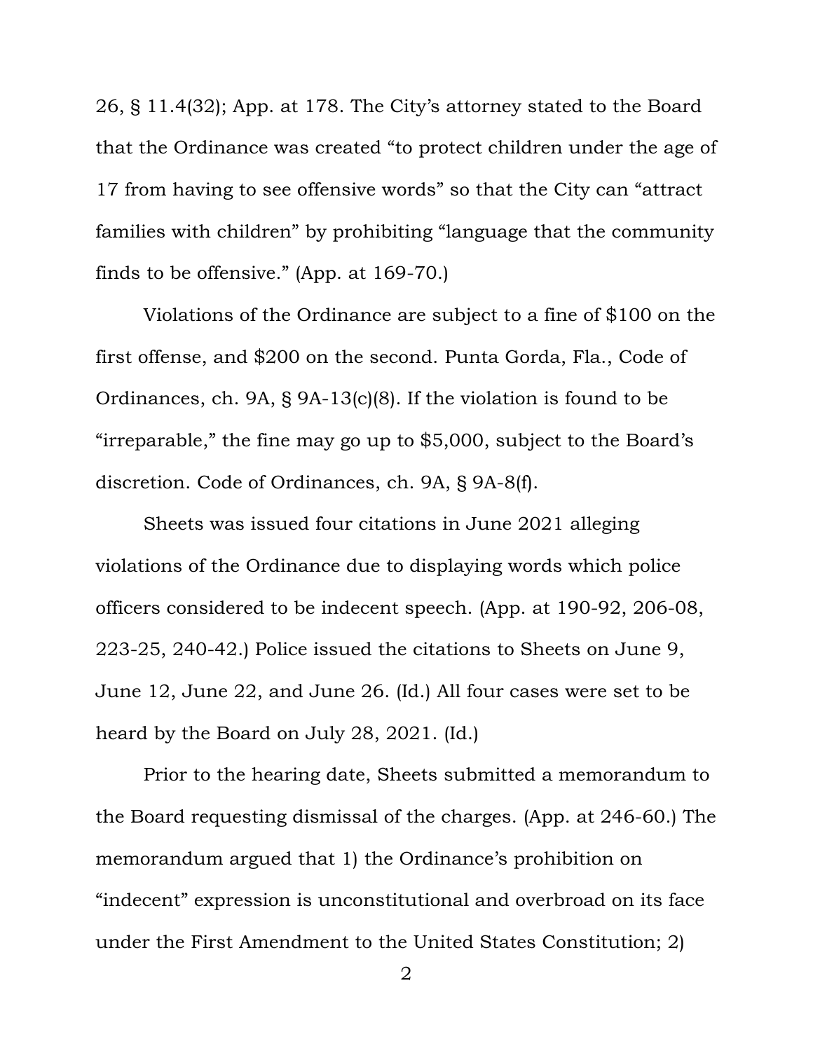26, § 11.4(32); App. at 178. The City's attorney stated to the Board that the Ordinance was created "to protect children under the age of 17 from having to see offensive words" so that the City can "attract families with children" by prohibiting "language that the community finds to be offensive." (App. at 169-70.)

Violations of the Ordinance are subject to a fine of $100 on the first offense, and $200 on the second. Punta Gorda, Fla., Code of Ordinances, ch. 9A, § 9A-13(c)(8). If the violation is found to be "irreparable," the fine may go up to $5,000, subject to the Board's discretion. Code of Ordinances, ch. 9A, § 9A-8(f).

Sheets was issued four citations in June 2021 alleging violations of the Ordinance due to displaying words which police officers considered to be indecent speech. (App. at 190-92, 206-08, 223-25, 240-42.) Police issued the citations to Sheets on June 9, June 12, June 22, and June 26. (Id.) All four cases were set to be heard by the Board on July 28, 2021. (Id.)

Prior to the hearing date, Sheets submitted a memorandum to the Board requesting dismissal of the charges. (App. at 246-60.) The memorandum argued that 1) the Ordinance's prohibition on "indecent" expression is unconstitutional and overbroad on its face under the First Amendment to the United States Constitution; 2)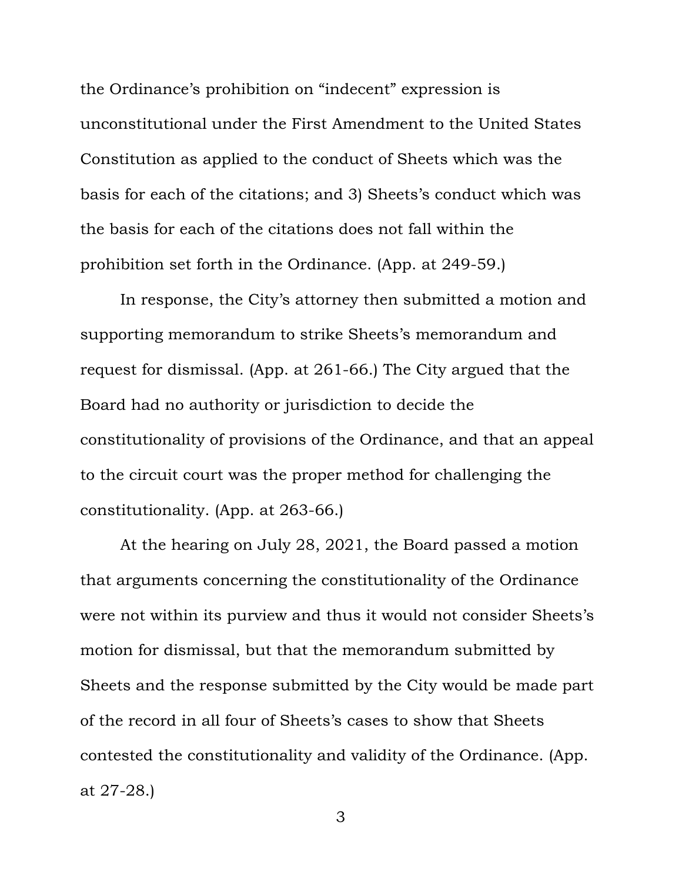the Ordinance's prohibition on "indecent" expression is unconstitutional under the First Amendment to the United States Constitution as applied to the conduct of Sheets which was the basis for each of the citations; and 3) Sheets's conduct which was the basis for each of the citations does not fall within the prohibition set forth in the Ordinance. (App. at 249-59.)

In response, the City's attorney then submitted a motion and supporting memorandum to strike Sheets's memorandum and request for dismissal. (App. at 261-66.) The City argued that the Board had no authority or jurisdiction to decide the constitutionality of provisions of the Ordinance, and that an appeal to the circuit court was the proper method for challenging the constitutionality. (App. at 263-66.)

At the hearing on July 28, 2021, the Board passed a motion that arguments concerning the constitutionality of the Ordinance were not within its purview and thus it would not consider Sheets's motion for dismissal, but that the memorandum submitted by Sheets and the response submitted by the City would be made part of the record in all four of Sheets's cases to show that Sheets contested the constitutionality and validity of the Ordinance. (App. at 27-28.)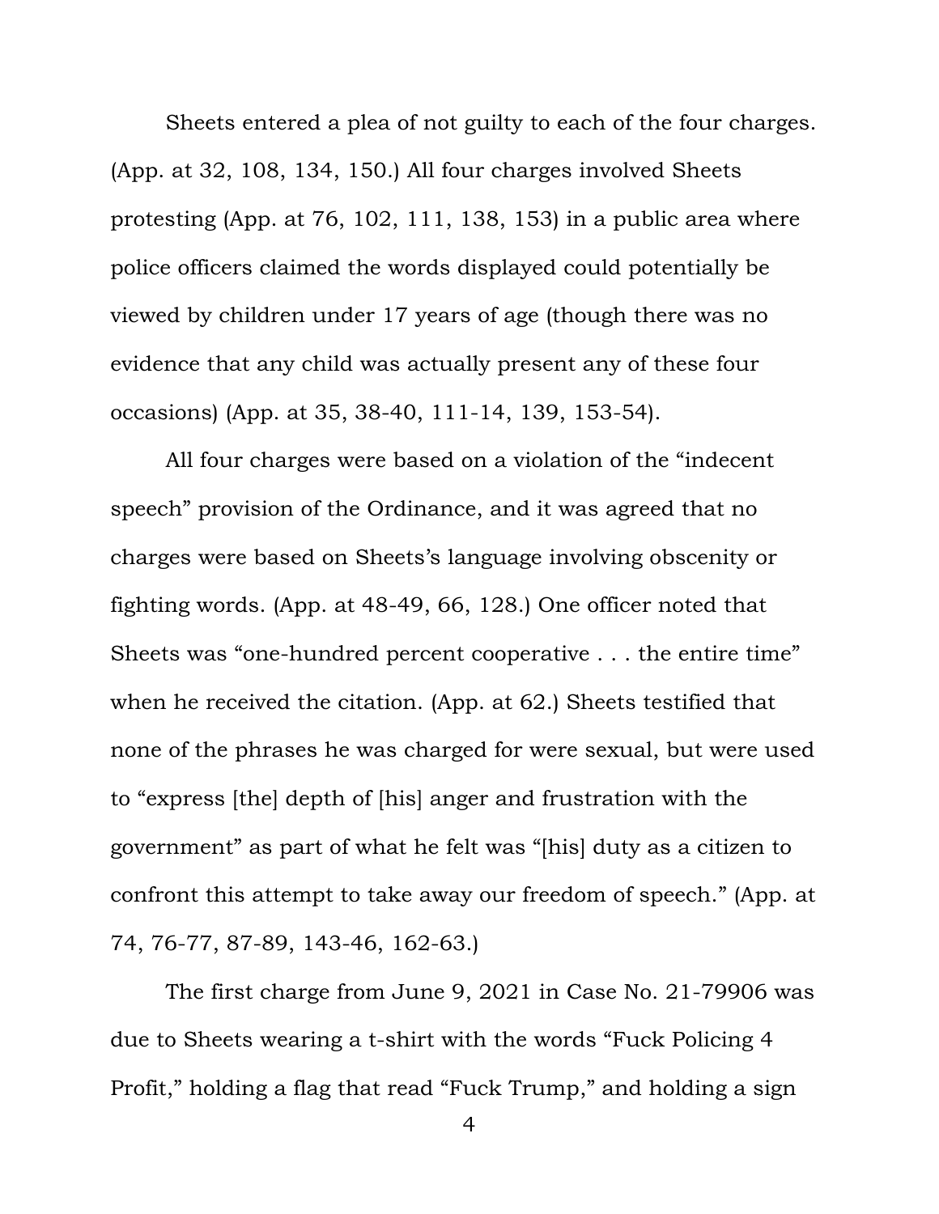Sheets entered a plea of not guilty to each of the four charges. (App. at 32, 108, 134, 150.) All four charges involved Sheets protesting (App. at 76, 102, 111, 138, 153) in a public area where police officers claimed the words displayed could potentially be viewed by children under 17 years of age (though there was no evidence that any child was actually present any of these four occasions) (App. at 35, 38-40, 111-14, 139, 153-54).

All four charges were based on a violation of the "indecent speech" provision of the Ordinance, and it was agreed that no charges were based on Sheets's language involving obscenity or fighting words. (App. at 48-49, 66, 128.) One officer noted that Sheets was "one-hundred percent cooperative . . . the entire time" when he received the citation. (App. at 62.) Sheets testified that none of the phrases he was charged for were sexual, but were used to "express [the] depth of [his] anger and frustration with the government" as part of what he felt was "[his] duty as a citizen to confront this attempt to take away our freedom of speech." (App. at 74, 76-77, 87-89, 143-46, 162-63.)

The first charge from June 9, 2021 in Case No. 21-79906 was due to Sheets wearing a t-shirt with the words "Fuck Policing 4 Profit," holding a flag that read "Fuck Trump," and holding a sign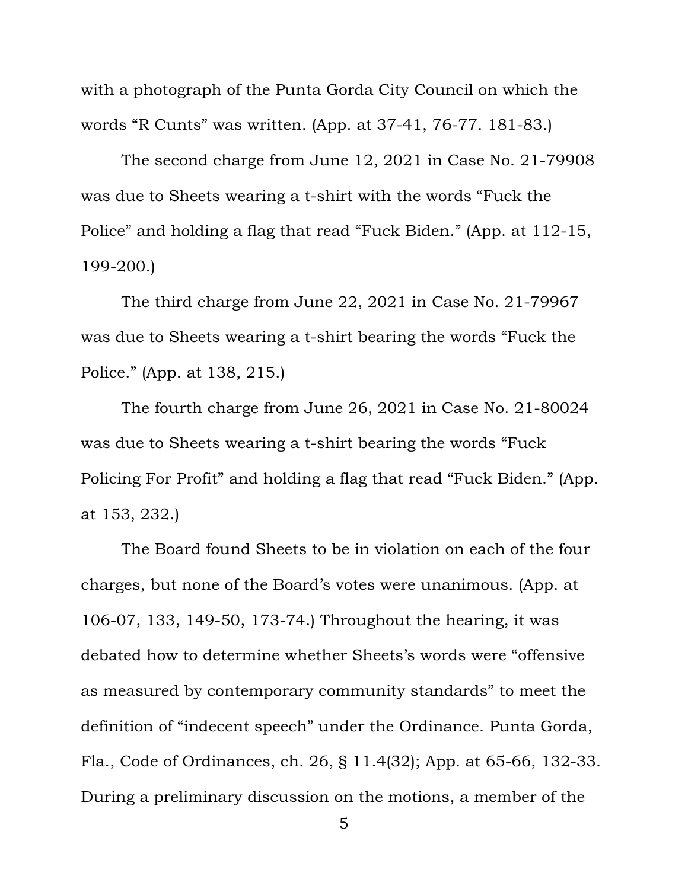with a photograph of the Punta Gorda City Council on which the words "R Cunts" was written. (App. at 37-41, 76-77. 181-83.)

The second charge from June 12, 2021 in Case No. 21-79908 was due to Sheets wearing a t-shirt with the words "Fuck the Police" and holding a flag that read "Fuck Biden." (App. at 112-15, 199-200.)

The third charge from June 22, 2021 in Case No. 21-79967 was due to Sheets wearing a t-shirt bearing the words "Fuck the Police." (App. at 138, 215.)

The fourth charge from June 26, 2021 in Case No. 21-80024 was due to Sheets wearing a t-shirt bearing the words "Fuck Policing For Profit" and holding a flag that read "Fuck Biden." (App. at 153, 232.)

The Board found Sheets to be in violation on each of the four charges, but none of the Board's votes were unanimous. (App. at 106-07, 133, 149-50, 173-74.) Throughout the hearing, it was debated how to determine whether Sheets's words were "offensive as measured by contemporary community standards" to meet the definition of "indecent speech" under the Ordinance. Punta Gorda, Fla., Code of Ordinances, ch. 26, § 11.4(32); App. at 65-66, 132-33. During a preliminary discussion on the motions, a member of the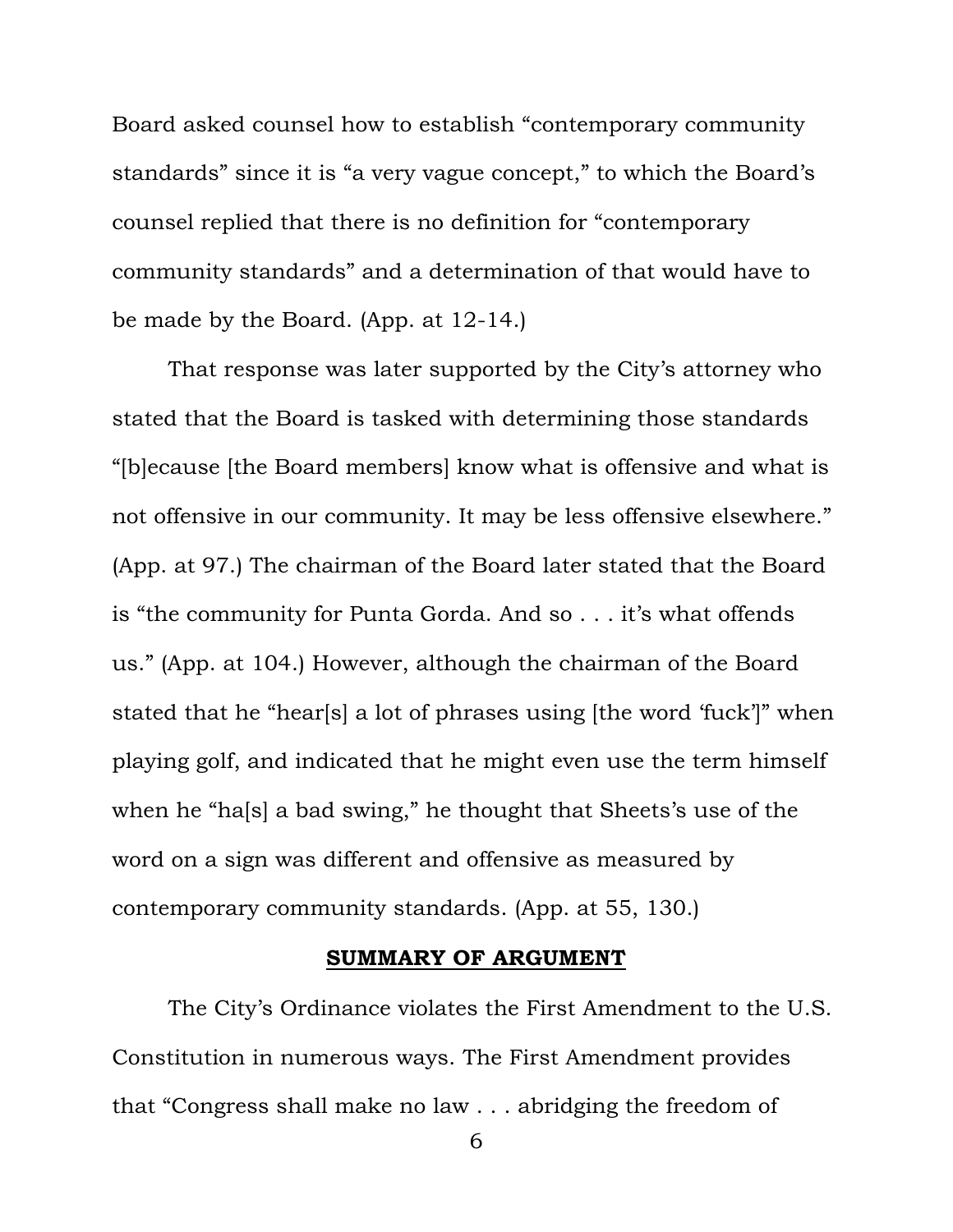Board asked counsel how to establish "contemporary community standards" since it is "a very vague concept," to which the Board's counsel replied that there is no definition for "contemporary community standards" and a determination of that would have to be made by the Board. (App. at 12-14.)

That response was later supported by the City's attorney who stated that the Board is tasked with determining those standards "[b]ecause [the Board members] know what is offensive and what is not offensive in our community. It may be less offensive elsewhere." (App. at 97.) The chairman of the Board later stated that the Board is "the community for Punta Gorda. And so . . . it's what offends us." (App. at 104.) However, although the chairman of the Board stated that he "hear[s] a lot of phrases using [the word 'fuck']" when playing golf, and indicated that he might even use the term himself when he "ha[s] a bad swing," he thought that Sheets's use of the word on a sign was different and offensive as measured by contemporary community standards. (App. at 55, 130.)

## **SUMMARY OF ARGUMENT**

The City's Ordinance violates the First Amendment to the U.S. Constitution in numerous ways. The First Amendment provides that "Congress shall make no law . . . abridging the freedom of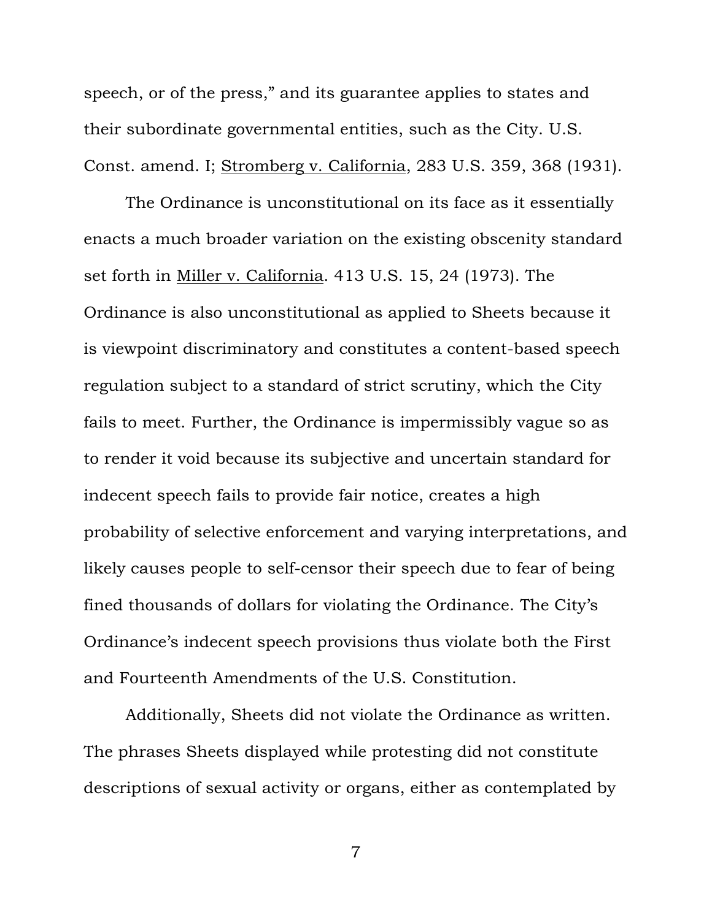speech, or of the press," and its guarantee applies to states and their subordinate governmental entities, such as the City. U.S. Const. amend. I; Stromberg v. California, 283 U.S. 359, 368 (1931).

The Ordinance is unconstitutional on its face as it essentially enacts a much broader variation on the existing obscenity standard set forth in Miller v. California. 413 U.S. 15, 24 (1973). The Ordinance is also unconstitutional as applied to Sheets because it is viewpoint discriminatory and constitutes a content-based speech regulation subject to a standard of strict scrutiny, which the City fails to meet. Further, the Ordinance is impermissibly vague so as to render it void because its subjective and uncertain standard for indecent speech fails to provide fair notice, creates a high probability of selective enforcement and varying interpretations, and likely causes people to self-censor their speech due to fear of being fined thousands of dollars for violating the Ordinance. The City's Ordinance's indecent speech provisions thus violate both the First and Fourteenth Amendments of the U.S. Constitution.

Additionally, Sheets did not violate the Ordinance as written. The phrases Sheets displayed while protesting did not constitute descriptions of sexual activity or organs, either as contemplated by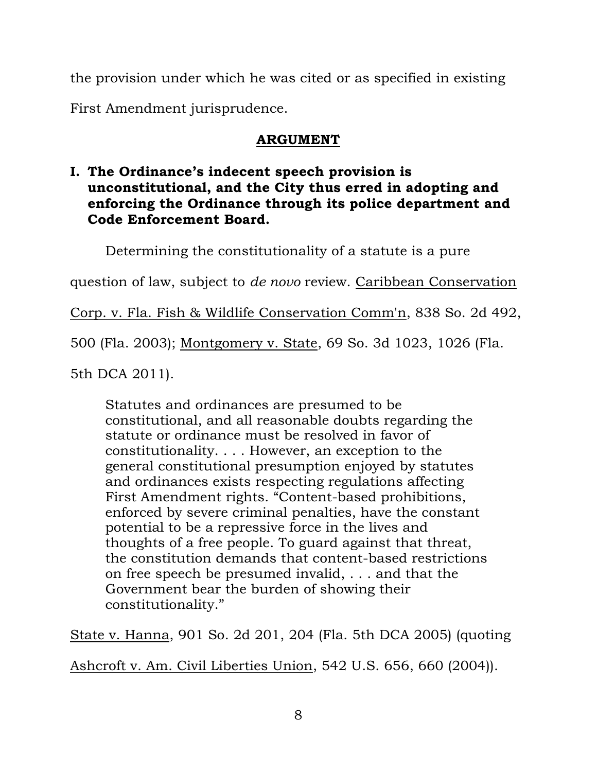the provision under which he was cited or as specified in existing First Amendment jurisprudence.

## ARGUMENT

### I. The Ordinance's indecent speech provision is unconstitutional, and the City thus erred in adopting and enforcing the Ordinance through its police department and Code Enforcement Board.

Determining the constitutionality of a statute is a pure question of law, subject to *de novo* review. Caribbean Conservation Corp. v. Fla. Fish & Wildlife Conservation Comm'n, 838 So. 2d 492, 500 (Fla. 2003); Montgomery v. State, 69 So. 3d 1023, 1026 (Fla. 5th DCA 2011).

> Statutes and ordinances are presumed to be constitutional, and all reasonable doubts regarding the statute or ordinance must be resolved in favor of constitutionality. . . . However, an exception to the general constitutional presumption enjoyed by statutes and ordinances exists respecting regulations affecting First Amendment rights. "Content-based prohibitions, enforced by severe criminal penalties, have the constant potential to be a repressive force in the lives and thoughts of a free people. To guard against that threat, the constitution demands that content-based restrictions on free speech be presumed invalid, . . . and that the Government bear the burden of showing their constitutionality."

State v. Hanna, 901 So. 2d 201, 204 (Fla. 5th DCA 2005) (quoting Ashcroft v. Am. Civil Liberties Union, 542 U.S. 656, 660 (2004)).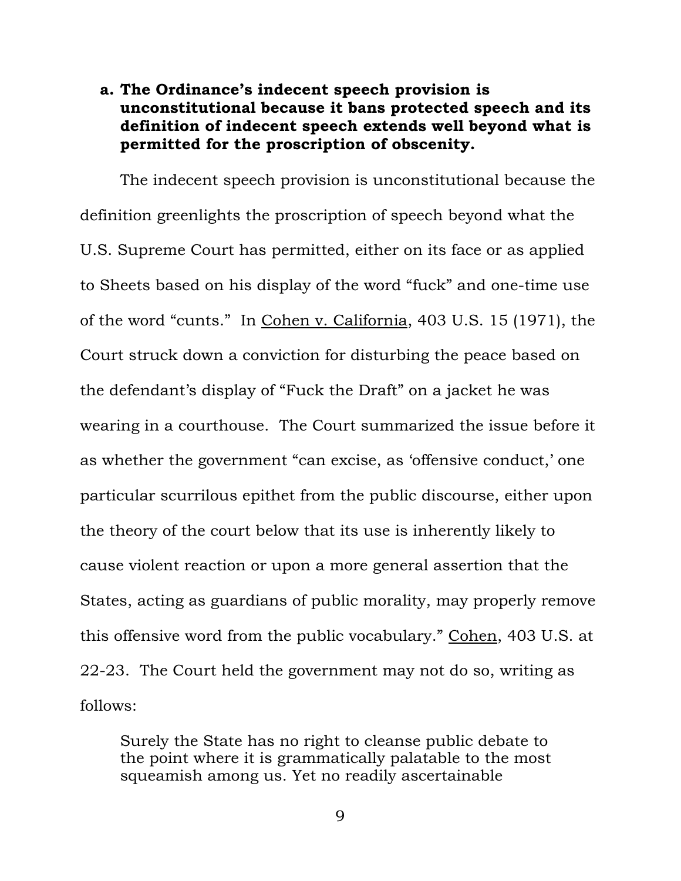**a. The Ordinance's indecent speech provision is unconstitutional because it bans protected speech and its definition of indecent speech extends well beyond what is permitted for the proscription of obscenity.**

The indecent speech provision is unconstitutional because the definition greenlights the proscription of speech beyond what the U.S. Supreme Court has permitted, either on its face or as applied to Sheets based on his display of the word "fuck" and one-time use of the word "cunts." In Cohen v. California, 403 U.S. 15 (1971), the Court struck down a conviction for disturbing the peace based on the defendant's display of "Fuck the Draft" on a jacket he was wearing in a courthouse. The Court summarized the issue before it as whether the government "can excise, as 'offensive conduct,' one particular scurrilous epithet from the public discourse, either upon the theory of the court below that its use is inherently likely to cause violent reaction or upon a more general assertion that the States, acting as guardians of public morality, may properly remove this offensive word from the public vocabulary." Cohen, 403 U.S. at 22-23. The Court held the government may not do so, writing as follows:

> Surely the State has no right to cleanse public debate to the point where it is grammatically palatable to the most squeamish among us. Yet no readily ascertainable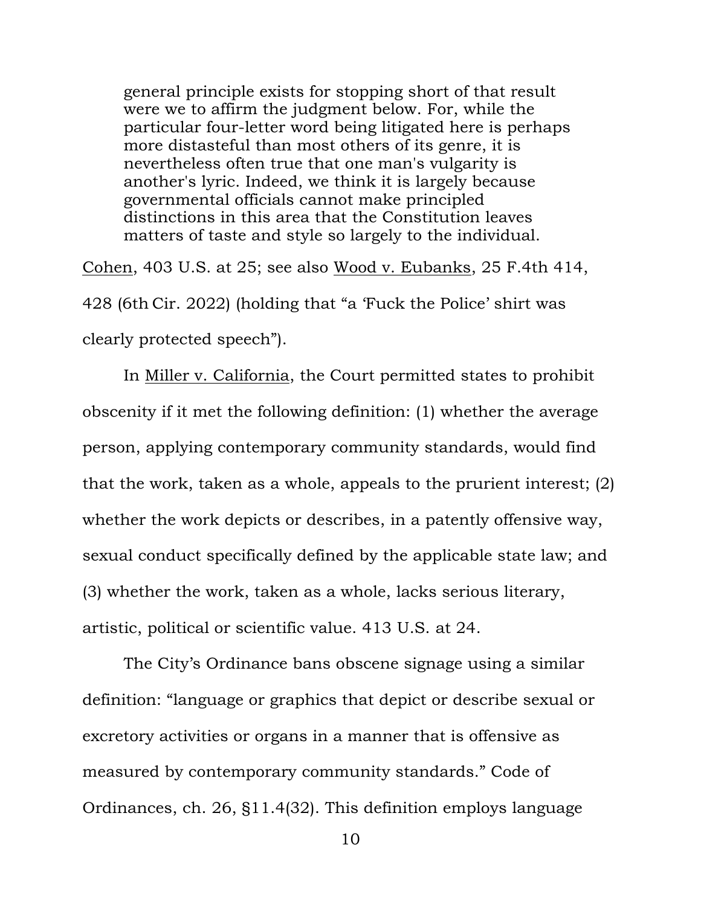> general principle exists for stopping short of that result were we to affirm the judgment below. For, while the particular four-letter word being litigated here is perhaps more distasteful than most others of its genre, it is nevertheless often true that one man's vulgarity is another's lyric. Indeed, we think it is largely because governmental officials cannot make principled distinctions in this area that the Constitution leaves matters of taste and style so largely to the individual.

Cohen, 403 U.S. at 25; see also Wood v. Eubanks, 25 F.4th 414, 428 (6th Cir. 2022) (holding that "a 'Fuck the Police' shirt was clearly protected speech").

In Miller v. California, the Court permitted states to prohibit obscenity if it met the following definition: (1) whether the average person, applying contemporary community standards, would find that the work, taken as a whole, appeals to the prurient interest; (2) whether the work depicts or describes, in a patently offensive way, sexual conduct specifically defined by the applicable state law; and (3) whether the work, taken as a whole, lacks serious literary, artistic, political or scientific value. 413 U.S. at 24.

The City's Ordinance bans obscene signage using a similar definition: "language or graphics that depict or describe sexual or excretory activities or organs in a manner that is offensive as measured by contemporary community standards." Code of Ordinances, ch. 26, §11.4(32). This definition employs language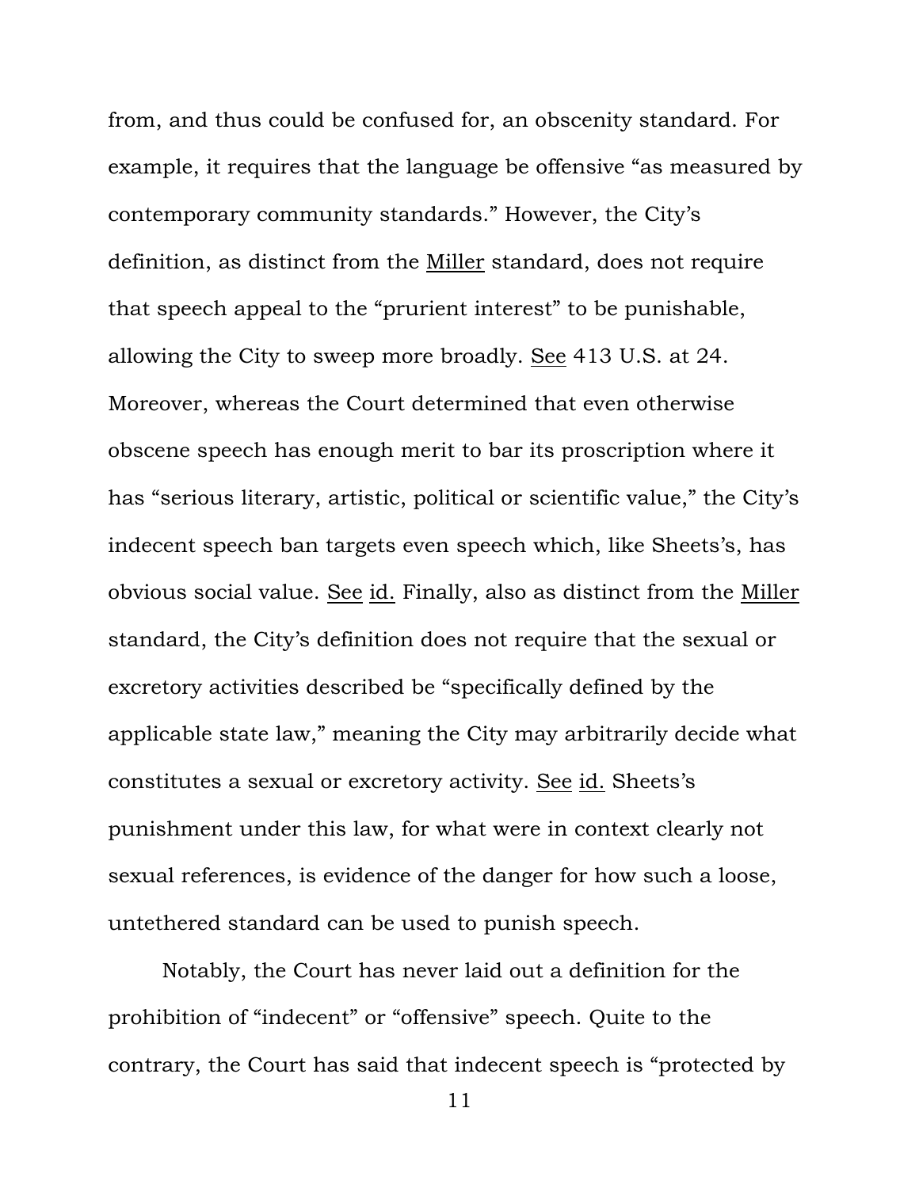from, and thus could be confused for, an obscenity standard. For example, it requires that the language be offensive "as measured by contemporary community standards." However, the City's definition, as distinct from the Miller standard, does not require that speech appeal to the "prurient interest" to be punishable, allowing the City to sweep more broadly. See 413 U.S. at 24. Moreover, whereas the Court determined that even otherwise obscene speech has enough merit to bar its proscription where it has "serious literary, artistic, political or scientific value," the City's indecent speech ban targets even speech which, like Sheets's, has obvious social value. See id. Finally, also as distinct from the Miller standard, the City's definition does not require that the sexual or excretory activities described be "specifically defined by the applicable state law," meaning the City may arbitrarily decide what constitutes a sexual or excretory activity. See id. Sheets's punishment under this law, for what were in context clearly not sexual references, is evidence of the danger for how such a loose, untethered standard can be used to punish speech.

Notably, the Court has never laid out a definition for the prohibition of "indecent" or "offensive" speech. Quite to the contrary, the Court has said that indecent speech is "protected by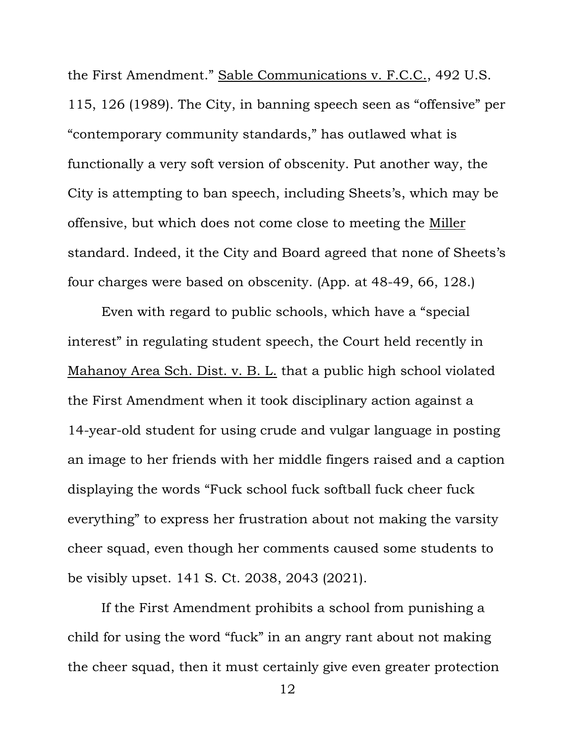the First Amendment." Sable Communications v. F.C.C., 492 U.S. 115, 126 (1989). The City, in banning speech seen as "offensive" per "contemporary community standards," has outlawed what is functionally a very soft version of obscenity. Put another way, the City is attempting to ban speech, including Sheets's, which may be offensive, but which does not come close to meeting the Miller standard. Indeed, it the City and Board agreed that none of Sheets's four charges were based on obscenity. (App. at 48-49, 66, 128.)

Even with regard to public schools, which have a "special interest" in regulating student speech, the Court held recently in Mahanoy Area Sch. Dist. v. B. L. that a public high school violated the First Amendment when it took disciplinary action against a 14-year-old student for using crude and vulgar language in posting an image to her friends with her middle fingers raised and a caption displaying the words "Fuck school fuck softball fuck cheer fuck everything" to express her frustration about not making the varsity cheer squad, even though her comments caused some students to be visibly upset. 141 S. Ct. 2038, 2043 (2021).

If the First Amendment prohibits a school from punishing a child for using the word "fuck" in an angry rant about not making the cheer squad, then it must certainly give even greater protection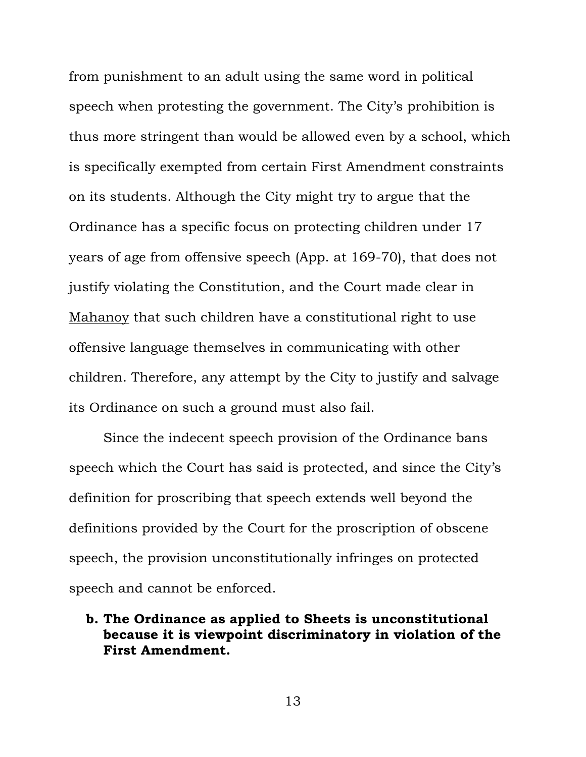from punishment to an adult using the same word in political speech when protesting the government. The City's prohibition is thus more stringent than would be allowed even by a school, which is specifically exempted from certain First Amendment constraints on its students. Although the City might try to argue that the Ordinance has a specific focus on protecting children under 17 years of age from offensive speech (App. at 169-70), that does not justify violating the Constitution, and the Court made clear in Mahanoy that such children have a constitutional right to use offensive language themselves in communicating with other children. Therefore, any attempt by the City to justify and salvage its Ordinance on such a ground must also fail.

Since the indecent speech provision of the Ordinance bans speech which the Court has said is protected, and since the City's definition for proscribing that speech extends well beyond the definitions provided by the Court for the proscription of obscene speech, the provision unconstitutionally infringes on protected speech and cannot be enforced.

**b. The Ordinance as applied to Sheets is unconstitutional because it is viewpoint discriminatory in violation of the First Amendment.**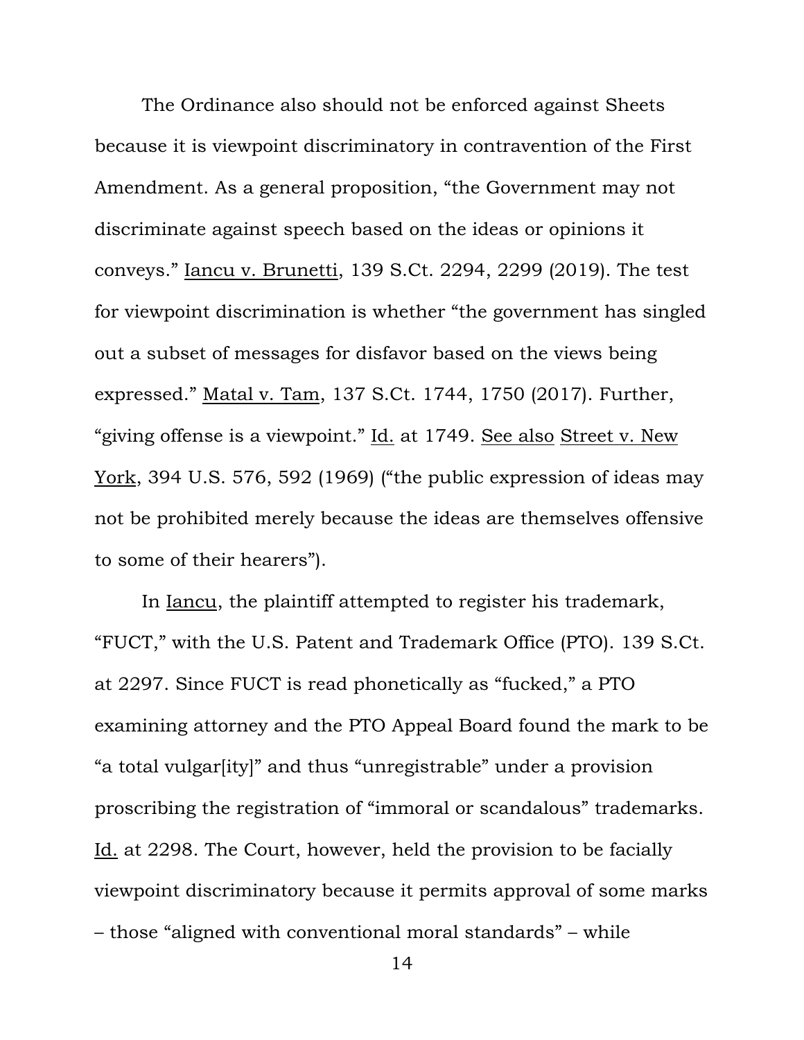The Ordinance also should not be enforced against Sheets because it is viewpoint discriminatory in contravention of the First Amendment. As a general proposition, "the Government may not discriminate against speech based on the ideas or opinions it conveys." Iancu v. Brunetti, 139 S.Ct. 2294, 2299 (2019). The test for viewpoint discrimination is whether "the government has singled out a subset of messages for disfavor based on the views being expressed." Matal v. Tam, 137 S.Ct. 1744, 1750 (2017). Further, "giving offense is a viewpoint." Id. at 1749. See also Street v. New York, 394 U.S. 576, 592 (1969) ("the public expression of ideas may not be prohibited merely because the ideas are themselves offensive to some of their hearers").

In Iancu, the plaintiff attempted to register his trademark, "FUCT," with the U.S. Patent and Trademark Office (PTO). 139 S.Ct. at 2297. Since FUCT is read phonetically as "fucked," a PTO examining attorney and the PTO Appeal Board found the mark to be "a total vulgar[ity]" and thus "unregistrable" under a provision proscribing the registration of "immoral or scandalous" trademarks. Id. at 2298. The Court, however, held the provision to be facially viewpoint discriminatory because it permits approval of some marks – those "aligned with conventional moral standards" – while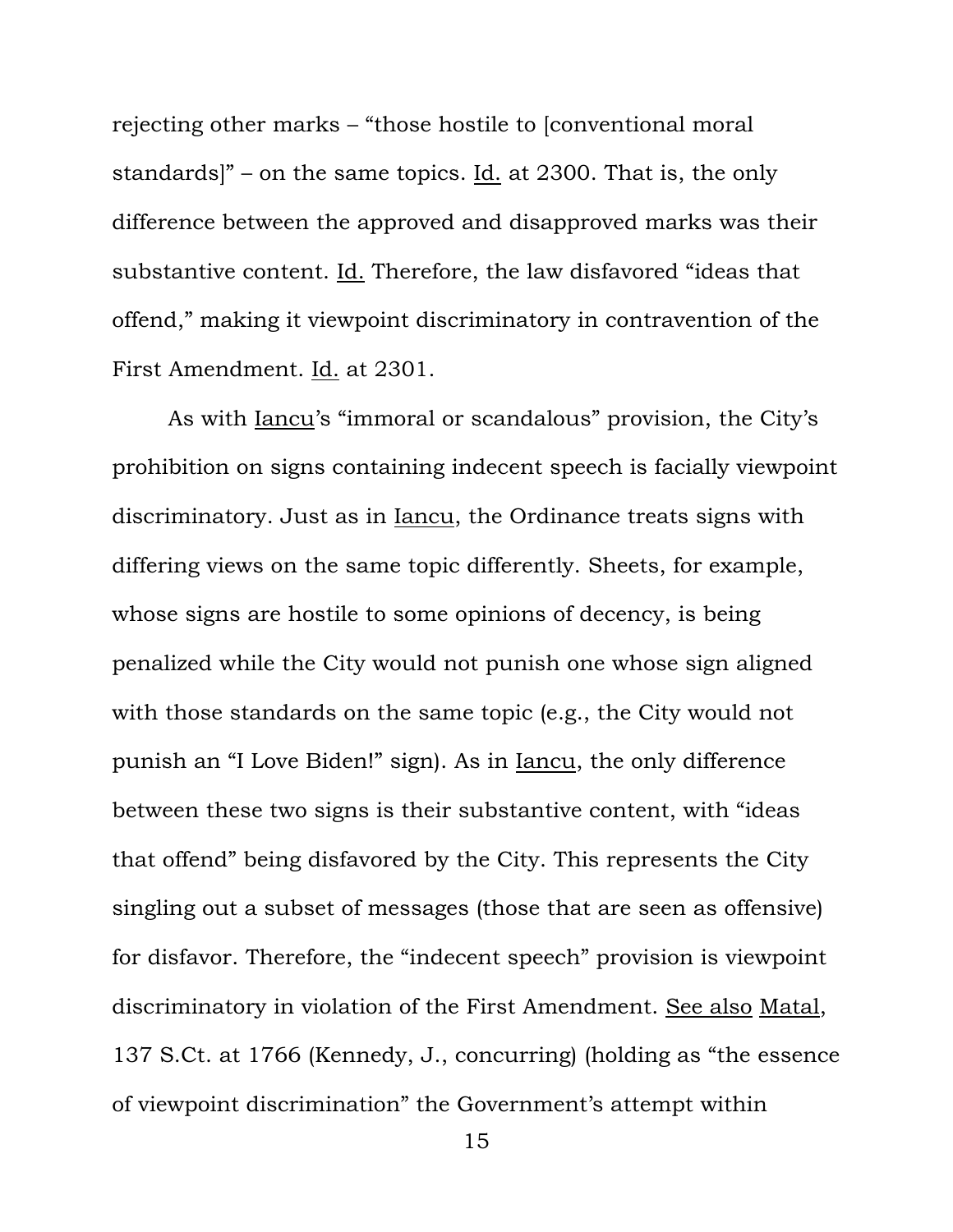rejecting other marks – "those hostile to [conventional moral standards]" – on the same topics. Id. at 2300. That is, the only difference between the approved and disapproved marks was their substantive content. Id. Therefore, the law disfavored "ideas that offend," making it viewpoint discriminatory in contravention of the First Amendment. Id. at 2301.

As with Iancu's "immoral or scandalous" provision, the City's prohibition on signs containing indecent speech is facially viewpoint discriminatory. Just as in Iancu, the Ordinance treats signs with differing views on the same topic differently. Sheets, for example, whose signs are hostile to some opinions of decency, is being penalized while the City would not punish one whose sign aligned with those standards on the same topic (e.g., the City would not punish an "I Love Biden!" sign). As in Iancu, the only difference between these two signs is their substantive content, with "ideas that offend" being disfavored by the City. This represents the City singling out a subset of messages (those that are seen as offensive) for disfavor. Therefore, the "indecent speech" provision is viewpoint discriminatory in violation of the First Amendment. See also Matal, 137 S.Ct. at 1766 (Kennedy, J., concurring) (holding as "the essence of viewpoint discrimination" the Government's attempt within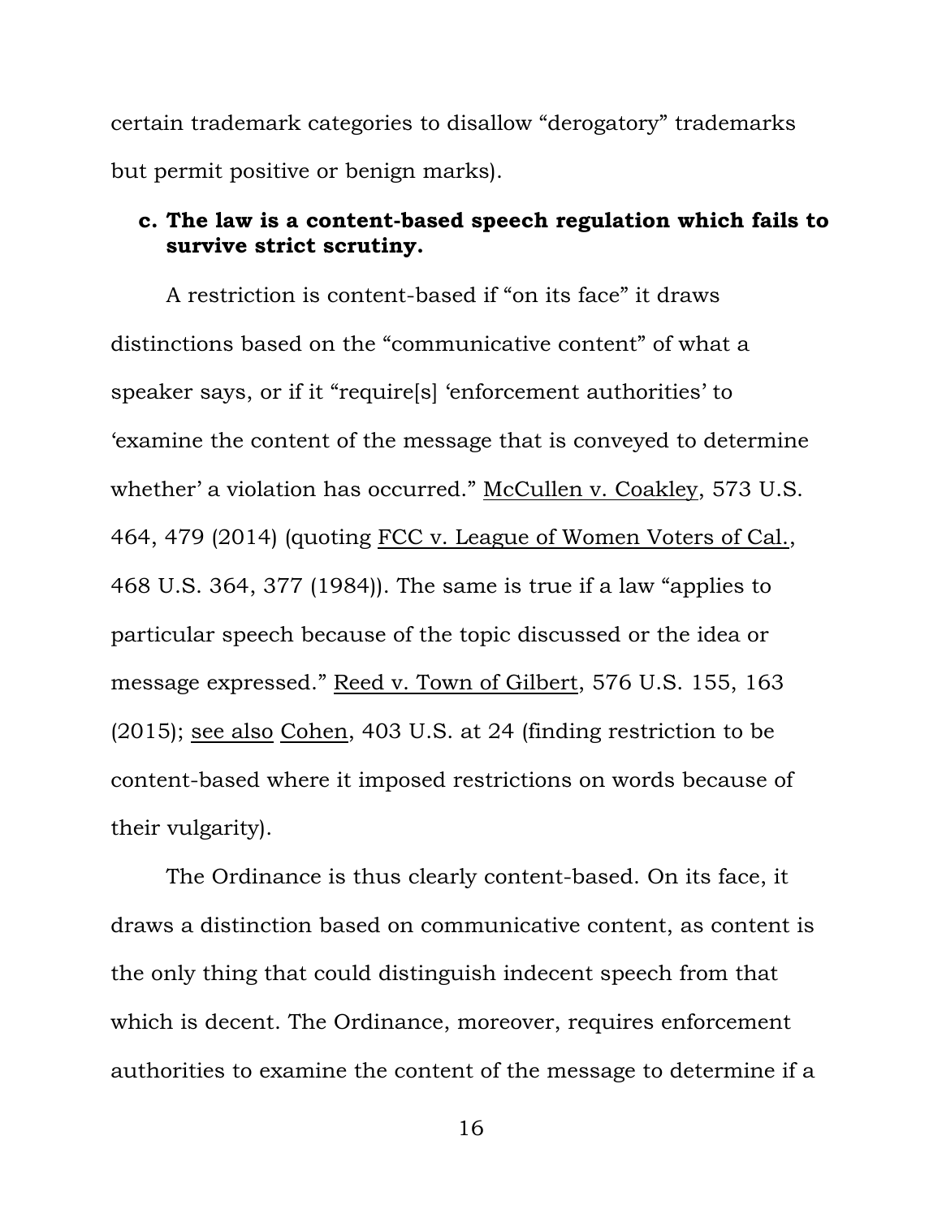certain trademark categories to disallow "derogatory" trademarks but permit positive or benign marks).

**c. The law is a content-based speech regulation which fails to survive strict scrutiny.**

A restriction is content-based if "on its face" it draws distinctions based on the "communicative content" of what a speaker says, or if it "require[s] 'enforcement authorities' to 'examine the content of the message that is conveyed to determine whether' a violation has occurred." McCullen v. Coakley, 573 U.S. 464, 479 (2014) (quoting FCC v. League of Women Voters of Cal., 468 U.S. 364, 377 (1984)). The same is true if a law "applies to particular speech because of the topic discussed or the idea or message expressed." Reed v. Town of Gilbert, 576 U.S. 155, 163 (2015); see also Cohen, 403 U.S. at 24 (finding restriction to be content-based where it imposed restrictions on words because of their vulgarity).

The Ordinance is thus clearly content-based. On its face, it draws a distinction based on communicative content, as content is the only thing that could distinguish indecent speech from that which is decent. The Ordinance, moreover, requires enforcement authorities to examine the content of the message to determine if a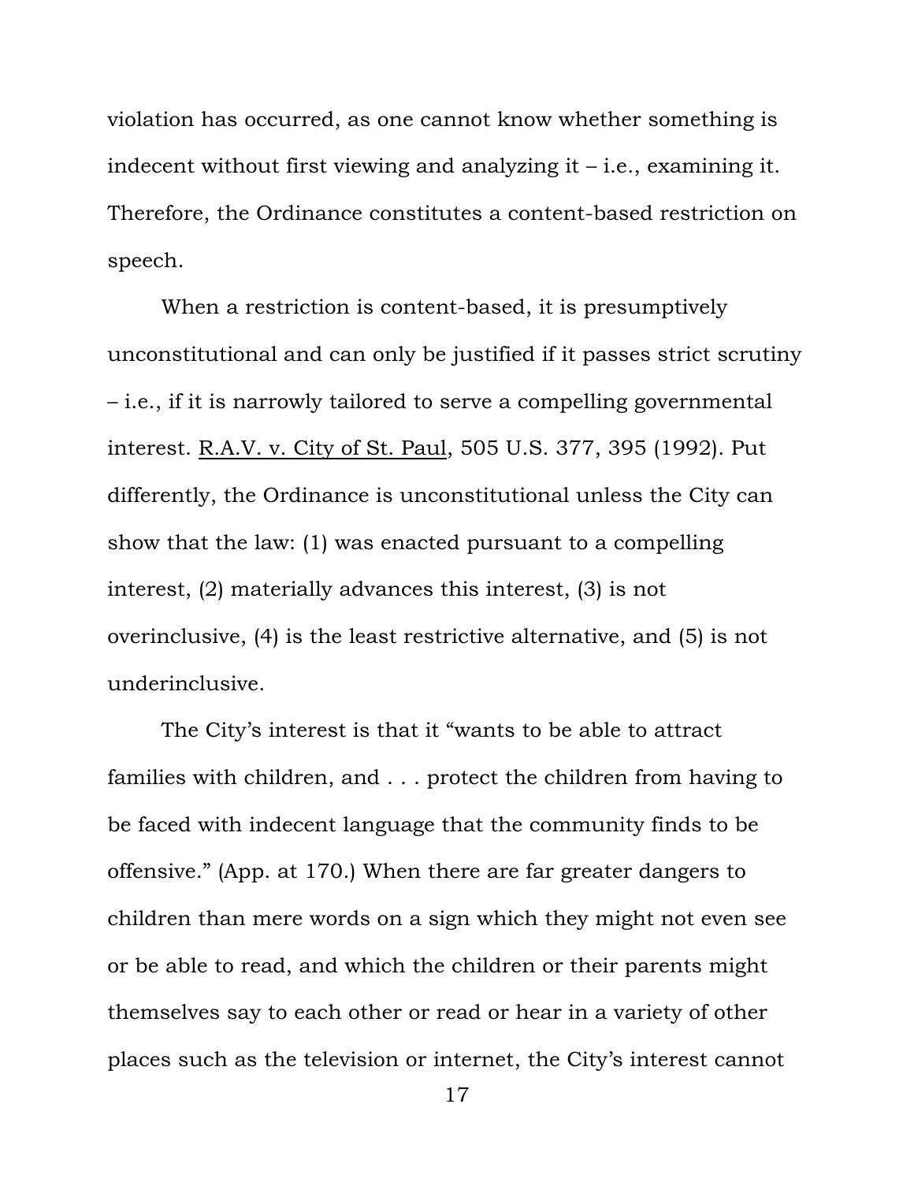violation has occurred, as one cannot know whether something is indecent without first viewing and analyzing it – i.e., examining it. Therefore, the Ordinance constitutes a content-based restriction on speech.

When a restriction is content-based, it is presumptively unconstitutional and can only be justified if it passes strict scrutiny – i.e., if it is narrowly tailored to serve a compelling governmental interest. R.A.V. v. City of St. Paul, 505 U.S. 377, 395 (1992). Put differently, the Ordinance is unconstitutional unless the City can show that the law: (1) was enacted pursuant to a compelling interest, (2) materially advances this interest, (3) is not overinclusive, (4) is the least restrictive alternative, and (5) is not underinclusive.

The City's interest is that it "wants to be able to attract families with children, and . . . protect the children from having to be faced with indecent language that the community finds to be offensive." (App. at 170.) When there are far greater dangers to children than mere words on a sign which they might not even see or be able to read, and which the children or their parents might themselves say to each other or read or hear in a variety of other places such as the television or internet, the City's interest cannot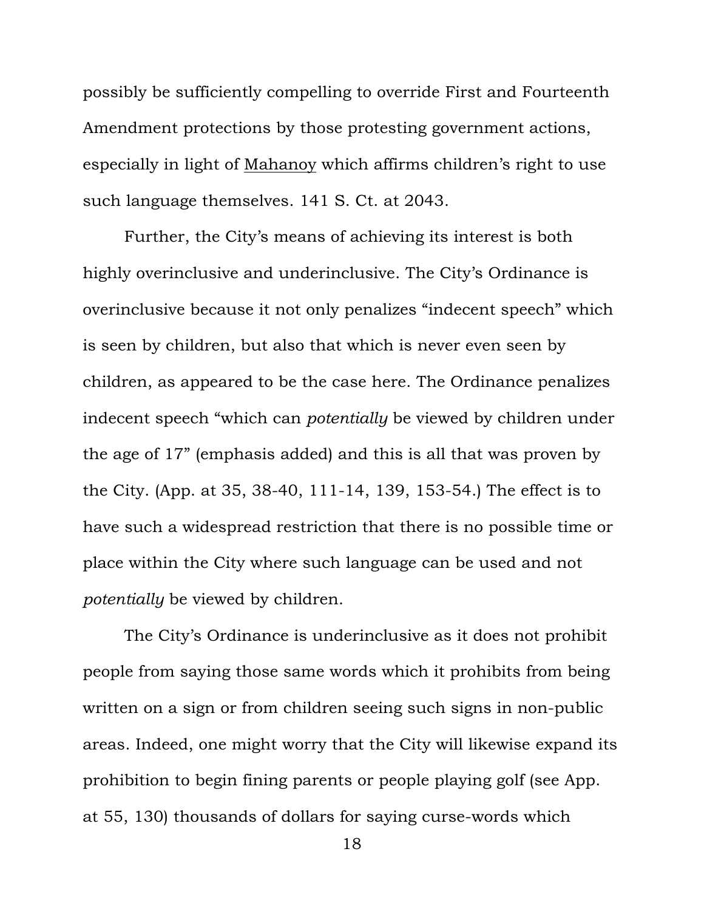possibly be sufficiently compelling to override First and Fourteenth Amendment protections by those protesting government actions, especially in light of Mahanoy which affirms children's right to use such language themselves. 141 S. Ct. at 2043.

Further, the City's means of achieving its interest is both highly overinclusive and underinclusive. The City's Ordinance is overinclusive because it not only penalizes "indecent speech" which is seen by children, but also that which is never even seen by children, as appeared to be the case here. The Ordinance penalizes indecent speech "which can *potentially* be viewed by children under the age of 17" (emphasis added) and this is all that was proven by the City. (App. at 35, 38-40, 111-14, 139, 153-54.) The effect is to have such a widespread restriction that there is no possible time or place within the City where such language can be used and not *potentially* be viewed by children.

The City's Ordinance is underinclusive as it does not prohibit people from saying those same words which it prohibits from being written on a sign or from children seeing such signs in non-public areas. Indeed, one might worry that the City will likewise expand its prohibition to begin fining parents or people playing golf (see App. at 55, 130) thousands of dollars for saying curse-words which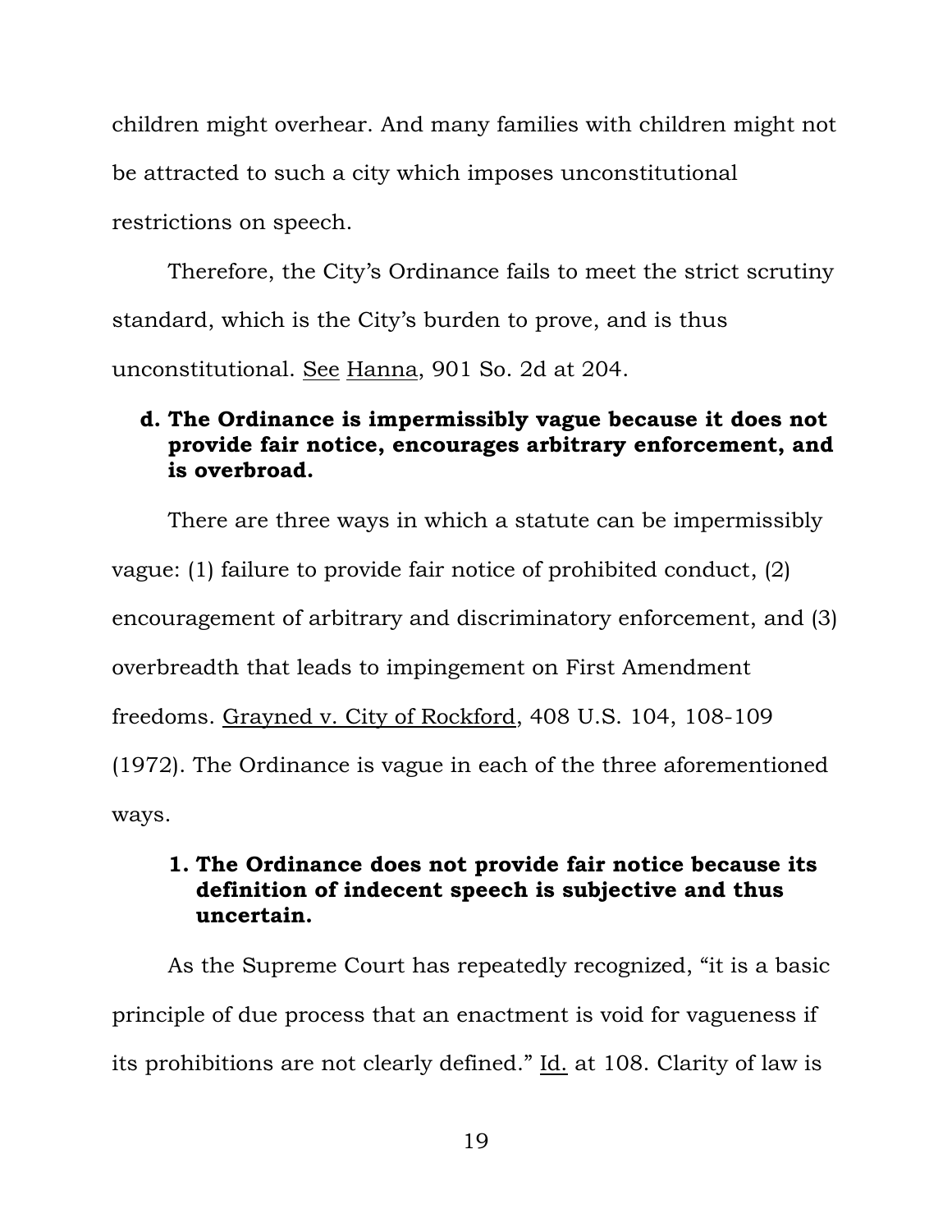children might overhear. And many families with children might not be attracted to such a city which imposes unconstitutional restrictions on speech.

Therefore, the City's Ordinance fails to meet the strict scrutiny standard, which is the City's burden to prove, and is thus unconstitutional. See Hanna, 901 So. 2d at 204.

**d. The Ordinance is impermissibly vague because it does not provide fair notice, encourages arbitrary enforcement, and is overbroad.**

There are three ways in which a statute can be impermissibly vague: (1) failure to provide fair notice of prohibited conduct, (2) encouragement of arbitrary and discriminatory enforcement, and (3) overbreadth that leads to impingement on First Amendment freedoms. Grayned v. City of Rockford, 408 U.S. 104, 108-109 (1972). The Ordinance is vague in each of the three aforementioned ways.

**1. The Ordinance does not provide fair notice because its definition of indecent speech is subjective and thus uncertain.**

As the Supreme Court has repeatedly recognized, "it is a basic principle of due process that an enactment is void for vagueness if its prohibitions are not clearly defined." Id. at 108. Clarity of law is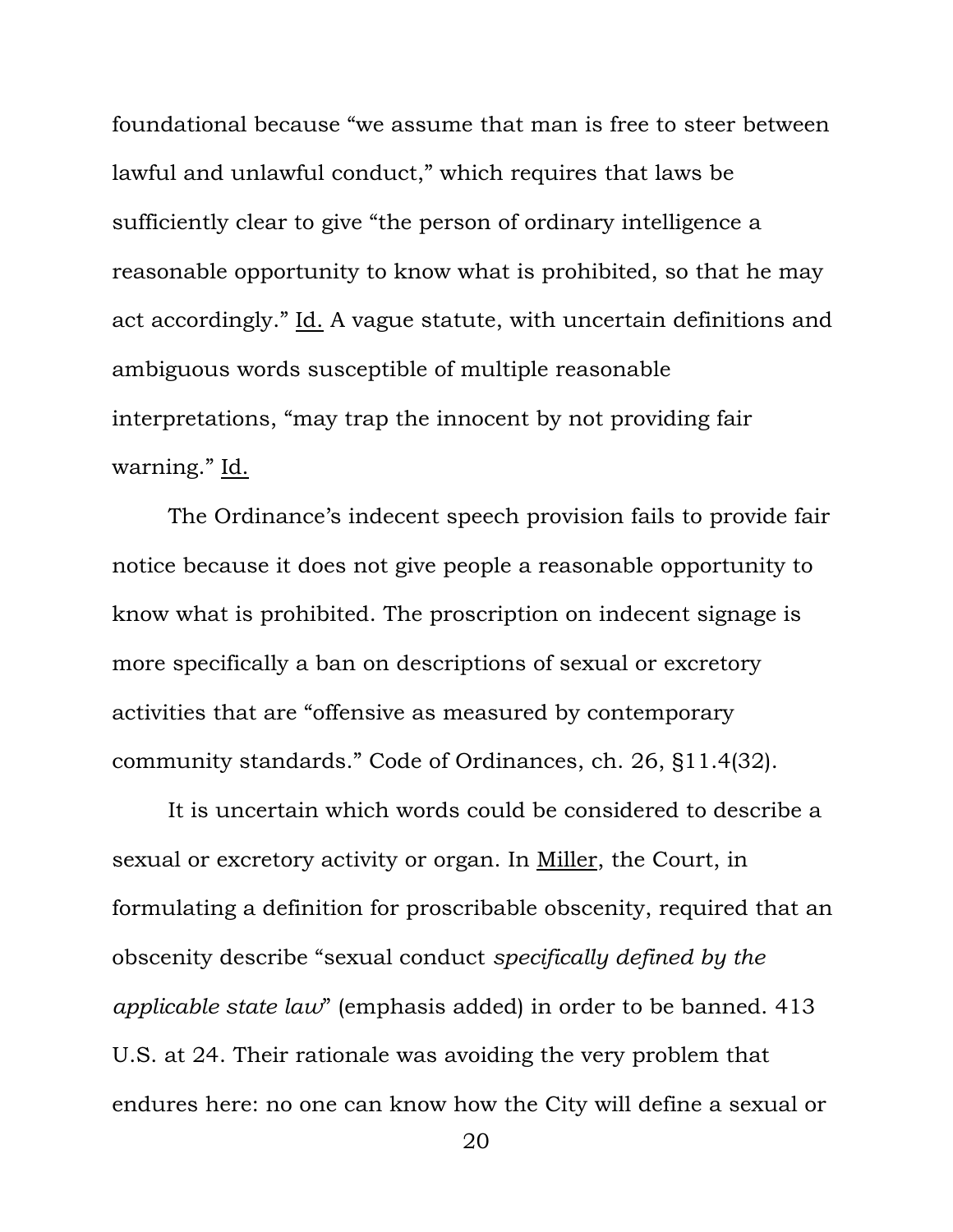foundational because "we assume that man is free to steer between lawful and unlawful conduct," which requires that laws be sufficiently clear to give "the person of ordinary intelligence a reasonable opportunity to know what is prohibited, so that he may act accordingly." Id. A vague statute, with uncertain definitions and ambiguous words susceptible of multiple reasonable interpretations, "may trap the innocent by not providing fair warning." Id.

The Ordinance's indecent speech provision fails to provide fair notice because it does not give people a reasonable opportunity to know what is prohibited. The proscription on indecent signage is more specifically a ban on descriptions of sexual or excretory activities that are "offensive as measured by contemporary community standards." Code of Ordinances, ch. 26, §11.4(32).

It is uncertain which words could be considered to describe a sexual or excretory activity or organ. In Miller, the Court, in formulating a definition for proscribable obscenity, required that an obscenity describe "sexual conduct *specifically defined by the applicable state law*" (emphasis added) in order to be banned. 413 U.S. at 24. Their rationale was avoiding the very problem that endures here: no one can know how the City will define a sexual or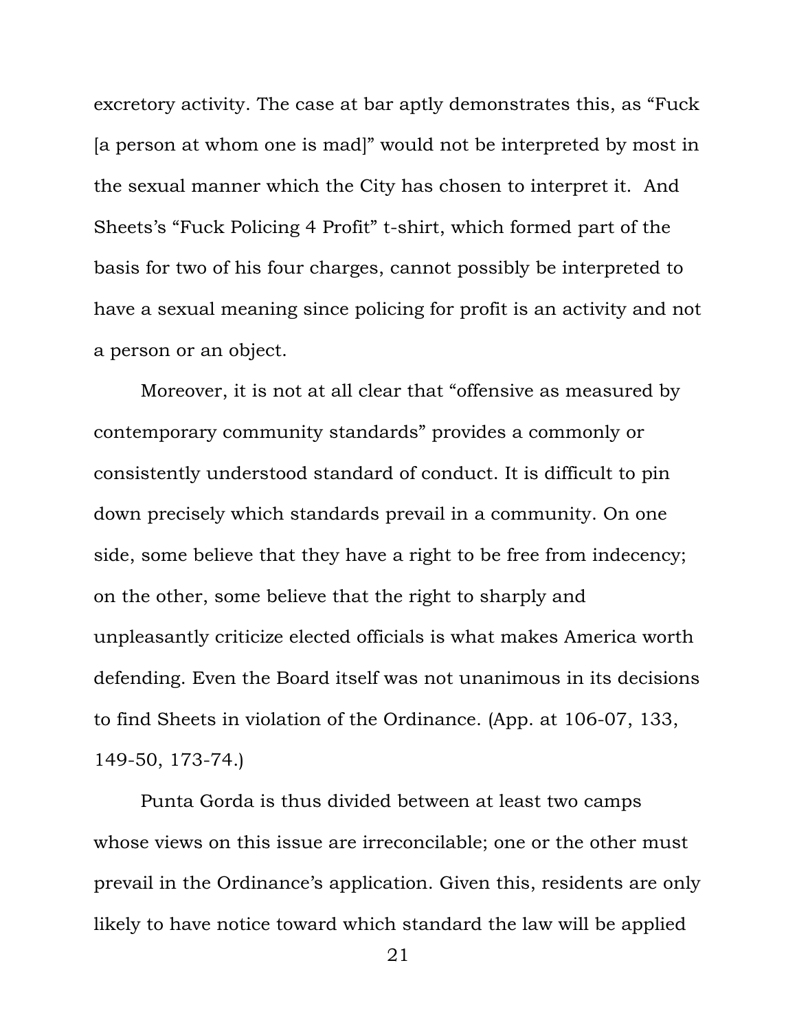excretory activity. The case at bar aptly demonstrates this, as "Fuck [a person at whom one is mad]" would not be interpreted by most in the sexual manner which the City has chosen to interpret it. And Sheets's "Fuck Policing 4 Profit" t-shirt, which formed part of the basis for two of his four charges, cannot possibly be interpreted to have a sexual meaning since policing for profit is an activity and not a person or an object.

Moreover, it is not at all clear that "offensive as measured by contemporary community standards" provides a commonly or consistently understood standard of conduct. It is difficult to pin down precisely which standards prevail in a community. On one side, some believe that they have a right to be free from indecency; on the other, some believe that the right to sharply and unpleasantly criticize elected officials is what makes America worth defending. Even the Board itself was not unanimous in its decisions to find Sheets in violation of the Ordinance. (App. at 106-07, 133, 149-50, 173-74.)

Punta Gorda is thus divided between at least two camps whose views on this issue are irreconcilable; one or the other must prevail in the Ordinance's application. Given this, residents are only likely to have notice toward which standard the law will be applied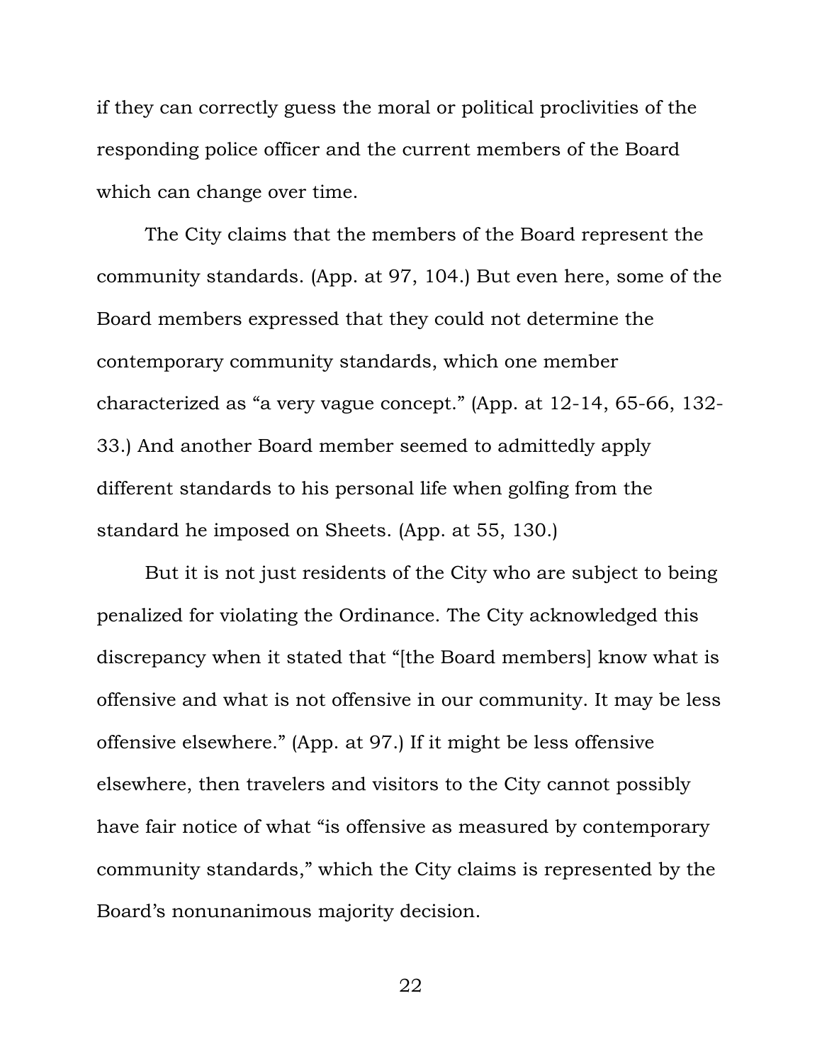if they can correctly guess the moral or political proclivities of the responding police officer and the current members of the Board which can change over time.

The City claims that the members of the Board represent the community standards. (App. at 97, 104.) But even here, some of the Board members expressed that they could not determine the contemporary community standards, which one member characterized as "a very vague concept." (App. at 12-14, 65-66, 132-33.) And another Board member seemed to admittedly apply different standards to his personal life when golfing from the standard he imposed on Sheets. (App. at 55, 130.)

But it is not just residents of the City who are subject to being penalized for violating the Ordinance. The City acknowledged this discrepancy when it stated that "[the Board members] know what is offensive and what is not offensive in our community. It may be less offensive elsewhere." (App. at 97.) If it might be less offensive elsewhere, then travelers and visitors to the City cannot possibly have fair notice of what "is offensive as measured by contemporary community standards," which the City claims is represented by the Board's nonunanimous majority decision.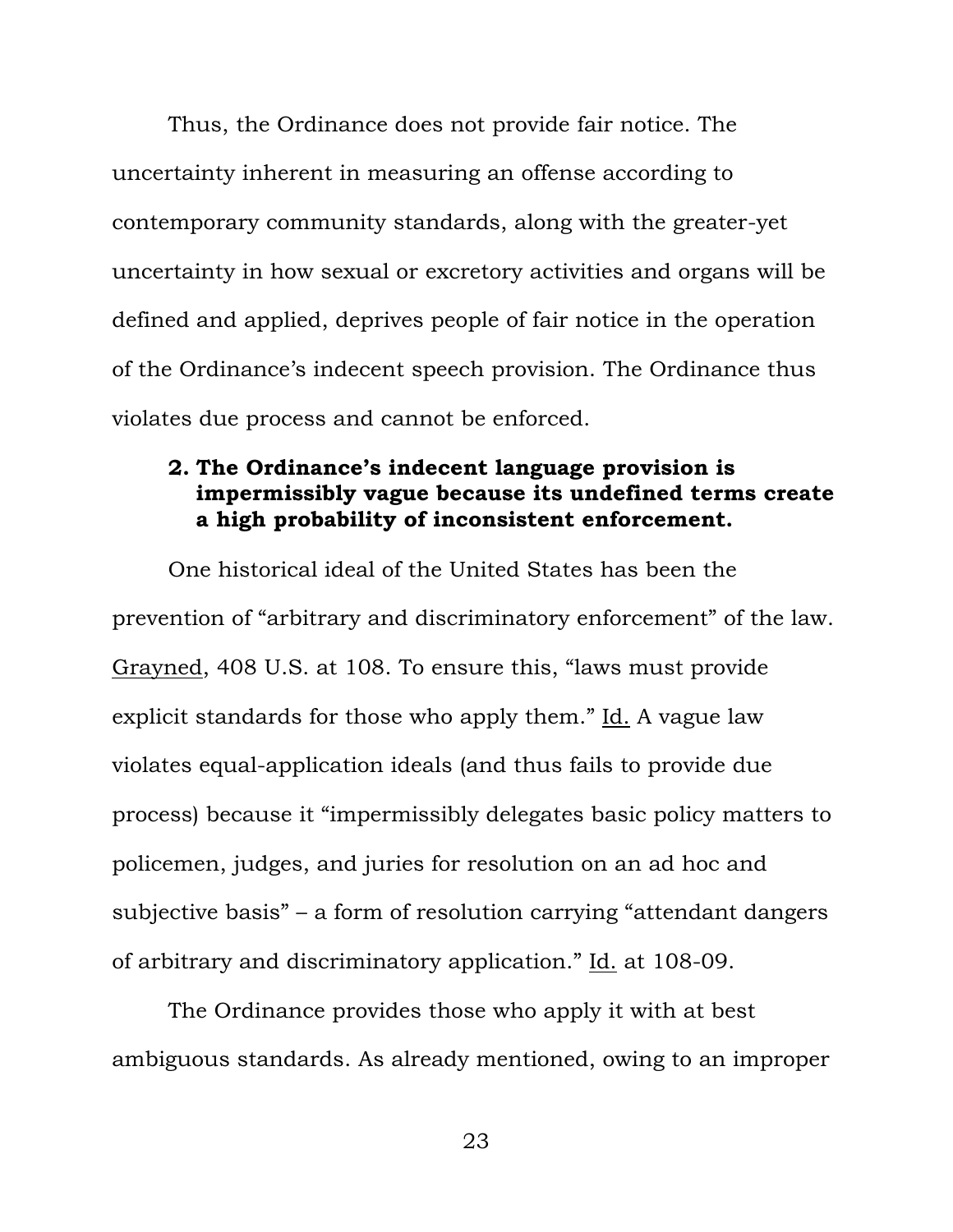Thus, the Ordinance does not provide fair notice. The uncertainty inherent in measuring an offense according to contemporary community standards, along with the greater-yet uncertainty in how sexual or excretory activities and organs will be defined and applied, deprives people of fair notice in the operation of the Ordinance's indecent speech provision. The Ordinance thus violates due process and cannot be enforced.

**2. The Ordinance's indecent language provision is impermissibly vague because its undefined terms create a high probability of inconsistent enforcement.**

One historical ideal of the United States has been the prevention of "arbitrary and discriminatory enforcement" of the law. Grayned, 408 U.S. at 108. To ensure this, "laws must provide explicit standards for those who apply them." Id. A vague law violates equal-application ideals (and thus fails to provide due process) because it "impermissibly delegates basic policy matters to policemen, judges, and juries for resolution on an ad hoc and subjective basis" – a form of resolution carrying "attendant dangers of arbitrary and discriminatory application." Id. at 108-09.

The Ordinance provides those who apply it with at best ambiguous standards. As already mentioned, owing to an improper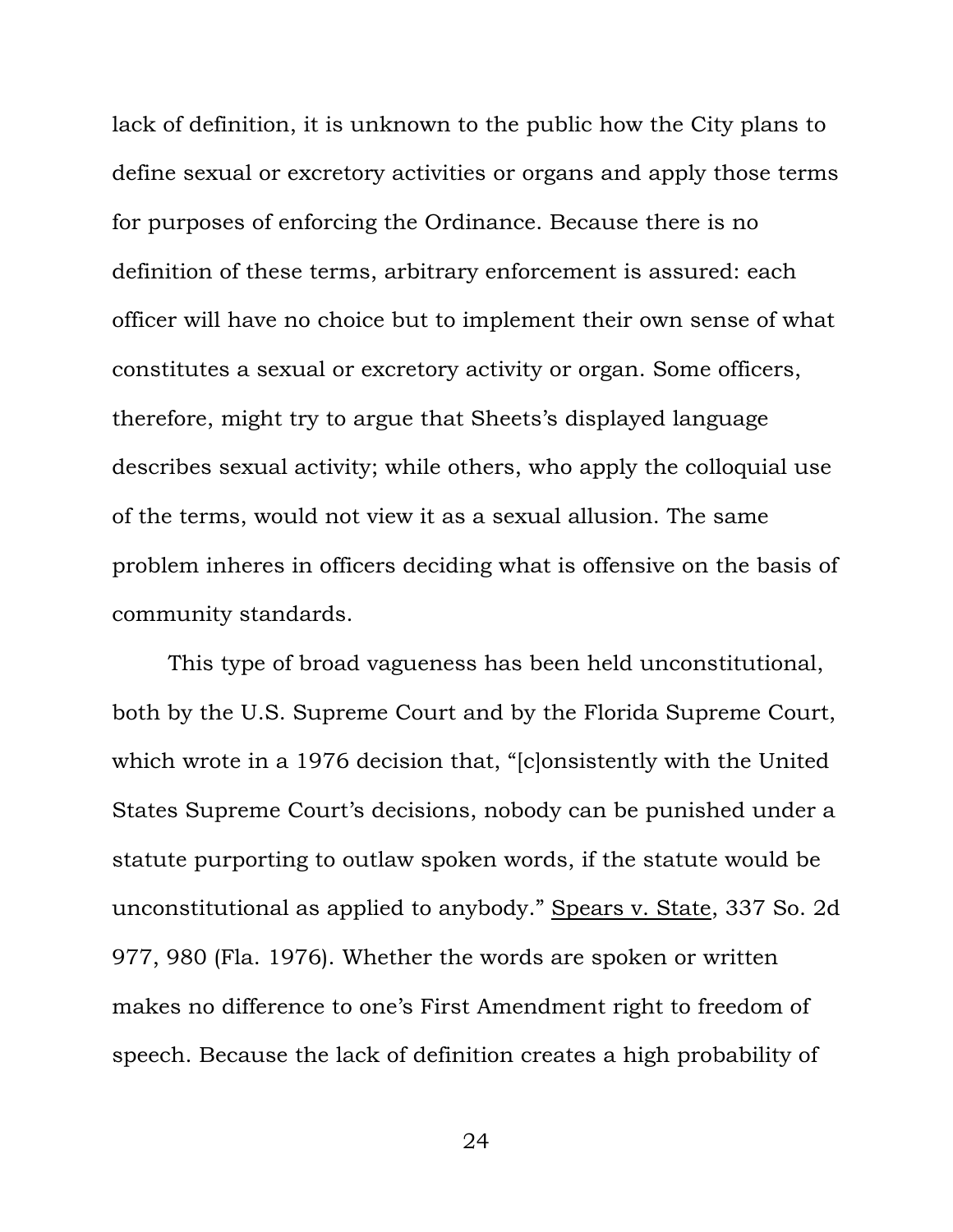lack of definition, it is unknown to the public how the City plans to define sexual or excretory activities or organs and apply those terms for purposes of enforcing the Ordinance. Because there is no definition of these terms, arbitrary enforcement is assured: each officer will have no choice but to implement their own sense of what constitutes a sexual or excretory activity or organ. Some officers, therefore, might try to argue that Sheets's displayed language describes sexual activity; while others, who apply the colloquial use of the terms, would not view it as a sexual allusion. The same problem inheres in officers deciding what is offensive on the basis of community standards.

This type of broad vagueness has been held unconstitutional, both by the U.S. Supreme Court and by the Florida Supreme Court, which wrote in a 1976 decision that, "[c]onsistently with the United States Supreme Court's decisions, nobody can be punished under a statute purporting to outlaw spoken words, if the statute would be unconstitutional as applied to anybody." Spears v. State, 337 So. 2d 977, 980 (Fla. 1976). Whether the words are spoken or written makes no difference to one's First Amendment right to freedom of speech. Because the lack of definition creates a high probability of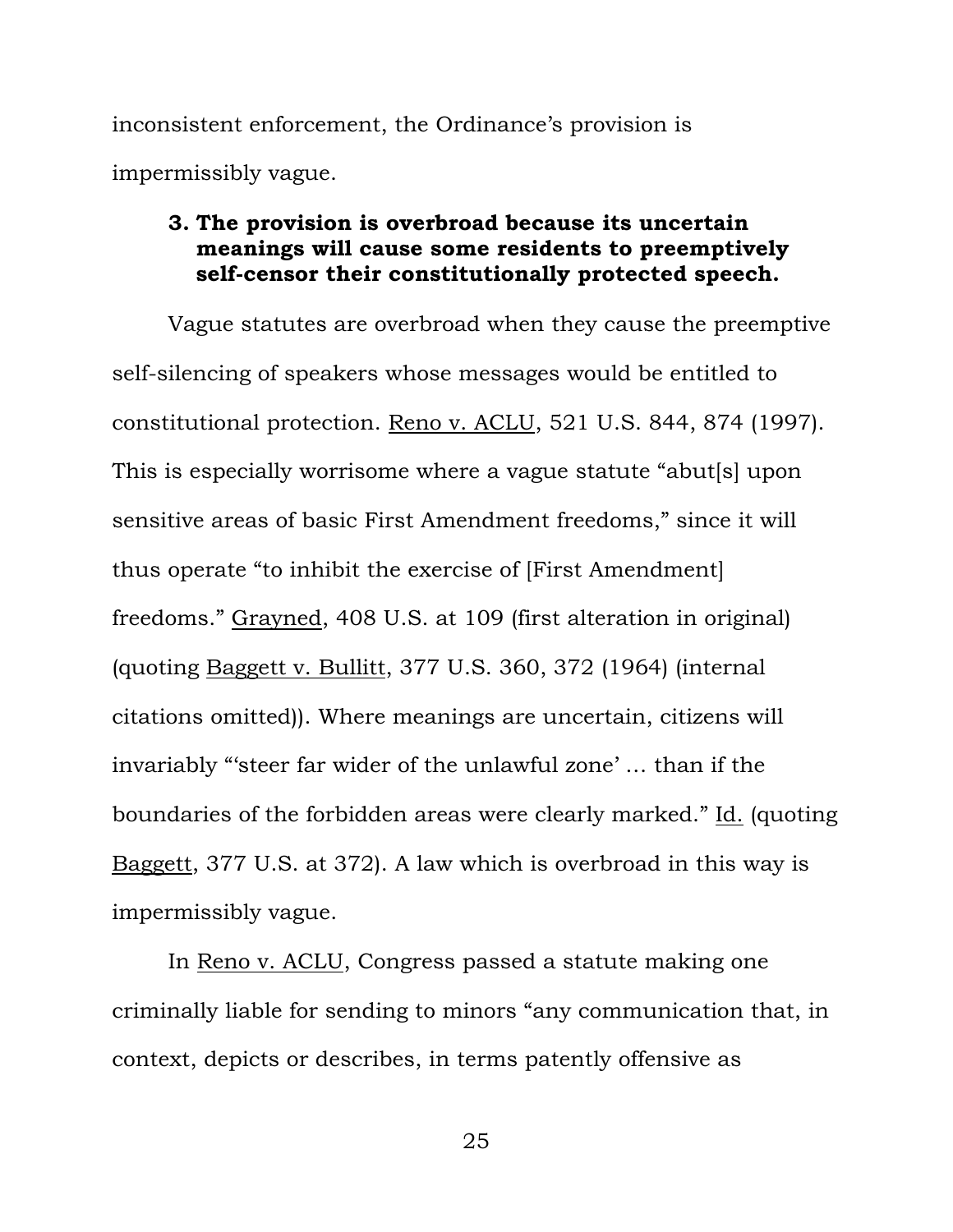inconsistent enforcement, the Ordinance's provision is impermissibly vague.

### 3. The provision is overbroad because its uncertain meanings will cause some residents to preemptively self-censor their constitutionally protected speech.

Vague statutes are overbroad when they cause the preemptive self-silencing of speakers whose messages would be entitled to constitutional protection. Reno v. ACLU, 521 U.S. 844, 874 (1997). This is especially worrisome where a vague statute "abut[s] upon sensitive areas of basic First Amendment freedoms," since it will thus operate "to inhibit the exercise of [First Amendment] freedoms." Grayned, 408 U.S. at 109 (first alteration in original) (quoting Baggett v. Bullitt, 377 U.S. 360, 372 (1964) (internal citations omitted)). Where meanings are uncertain, citizens will invariably "'steer far wider of the unlawful zone' … than if the boundaries of the forbidden areas were clearly marked." Id. (quoting Baggett, 377 U.S. at 372). A law which is overbroad in this way is impermissibly vague.

In Reno v. ACLU, Congress passed a statute making one criminally liable for sending to minors "any communication that, in context, depicts or describes, in terms patently offensive as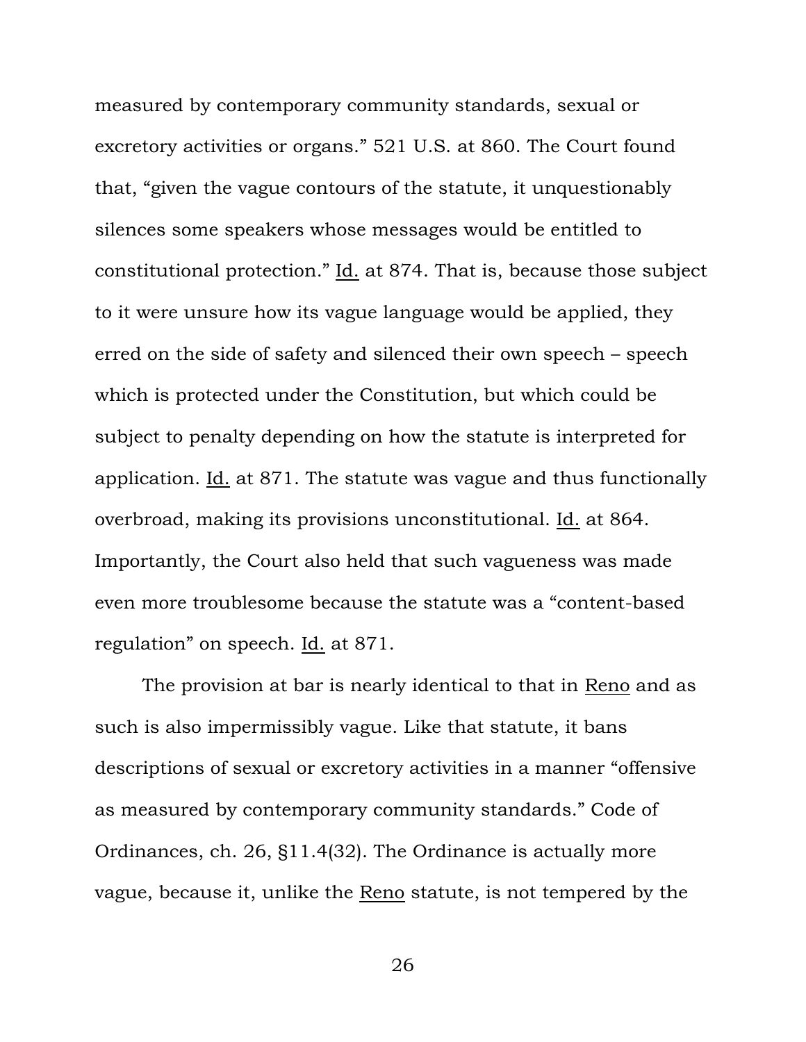measured by contemporary community standards, sexual or excretory activities or organs." 521 U.S. at 860. The Court found that, "given the vague contours of the statute, it unquestionably silences some speakers whose messages would be entitled to constitutional protection." Id. at 874. That is, because those subject to it were unsure how its vague language would be applied, they erred on the side of safety and silenced their own speech – speech which is protected under the Constitution, but which could be subject to penalty depending on how the statute is interpreted for application. Id. at 871. The statute was vague and thus functionally overbroad, making its provisions unconstitutional. Id. at 864. Importantly, the Court also held that such vagueness was made even more troublesome because the statute was a "content-based regulation" on speech. Id. at 871.

The provision at bar is nearly identical to that in Reno and as such is also impermissibly vague. Like that statute, it bans descriptions of sexual or excretory activities in a manner "offensive as measured by contemporary community standards." Code of Ordinances, ch. 26, §11.4(32). The Ordinance is actually more vague, because it, unlike the Reno statute, is not tempered by the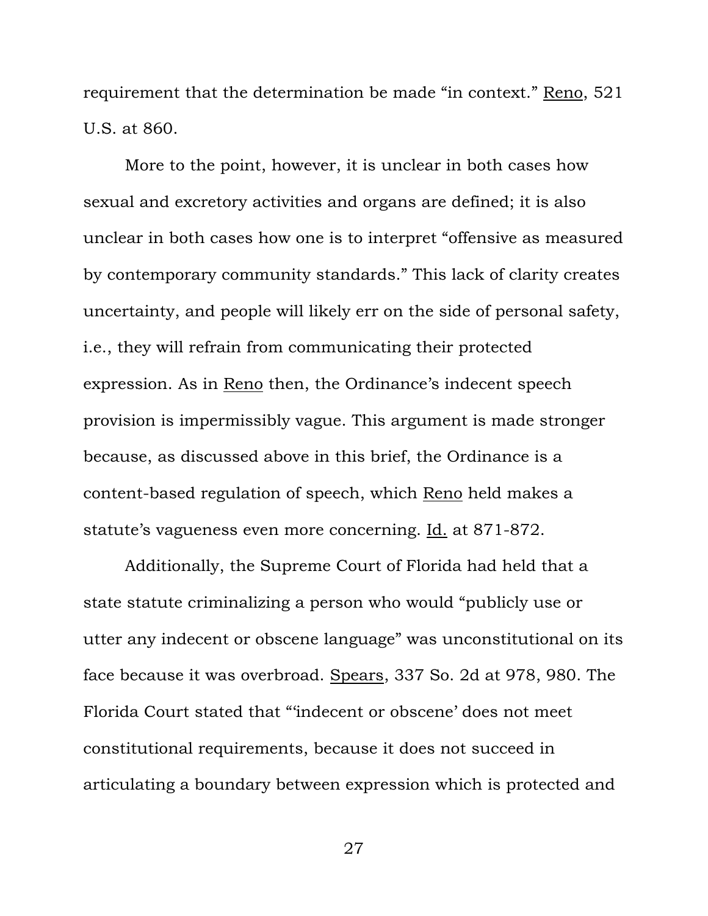requirement that the determination be made "in context." Reno, 521 U.S. at 860.

More to the point, however, it is unclear in both cases how sexual and excretory activities and organs are defined; it is also unclear in both cases how one is to interpret "offensive as measured by contemporary community standards." This lack of clarity creates uncertainty, and people will likely err on the side of personal safety, i.e., they will refrain from communicating their protected expression. As in Reno then, the Ordinance's indecent speech provision is impermissibly vague. This argument is made stronger because, as discussed above in this brief, the Ordinance is a content-based regulation of speech, which Reno held makes a statute's vagueness even more concerning. Id. at 871-872.

Additionally, the Supreme Court of Florida had held that a state statute criminalizing a person who would "publicly use or utter any indecent or obscene language" was unconstitutional on its face because it was overbroad. Spears, 337 So. 2d at 978, 980. The Florida Court stated that "'indecent or obscene' does not meet constitutional requirements, because it does not succeed in articulating a boundary between expression which is protected and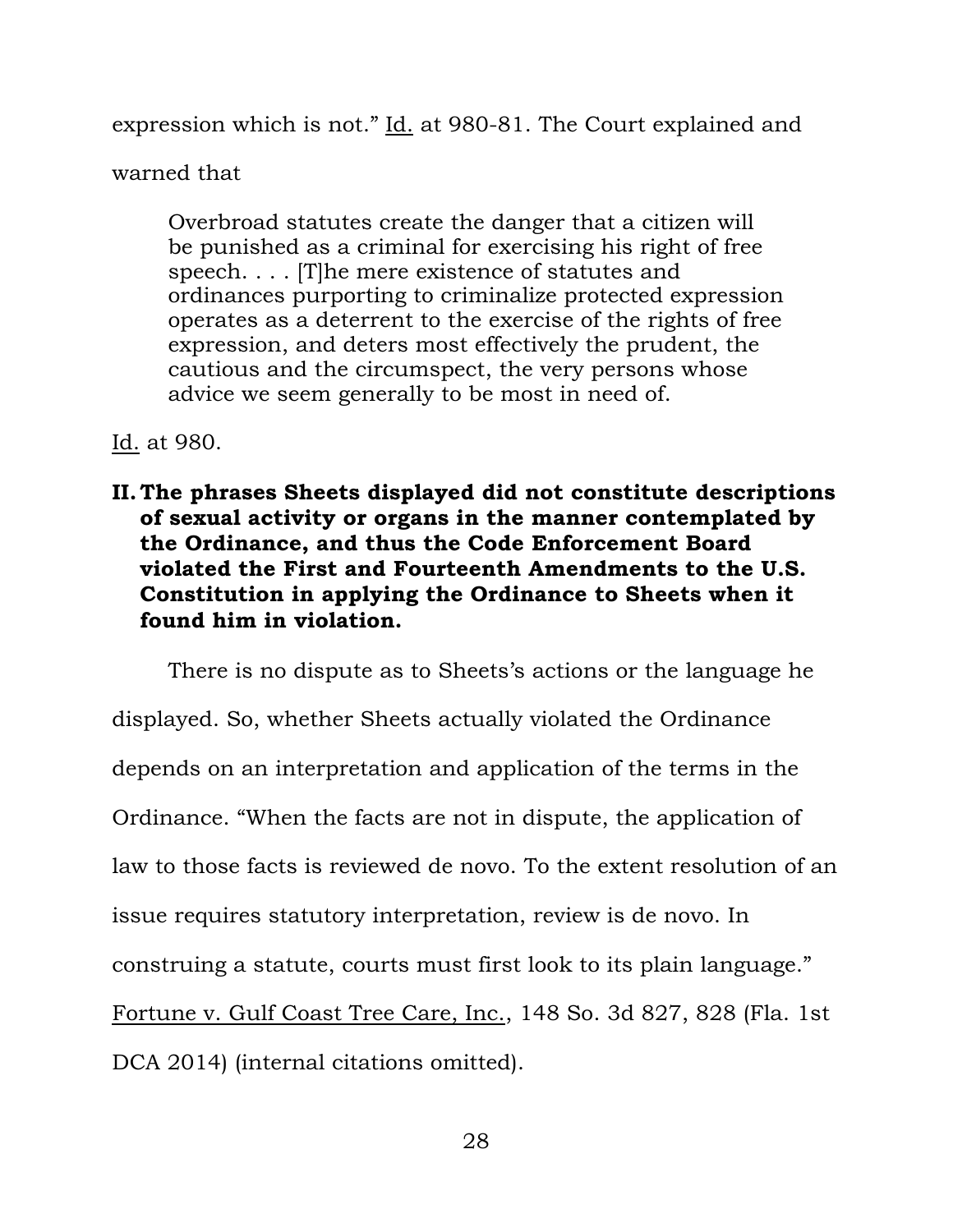expression which is not." Id. at 980-81. The Court explained and warned that

> Overbroad statutes create the danger that a citizen will be punished as a criminal for exercising his right of free speech. . . . [T]he mere existence of statutes and ordinances purporting to criminalize protected expression operates as a deterrent to the exercise of the rights of free expression, and deters most effectively the prudent, the cautious and the circumspect, the very persons whose advice we seem generally to be most in need of.

Id. at 980.

**II. The phrases Sheets displayed did not constitute descriptions of sexual activity or organs in the manner contemplated by the Ordinance, and thus the Code Enforcement Board violated the First and Fourteenth Amendments to the U.S. Constitution in applying the Ordinance to Sheets when it found him in violation.**

There is no dispute as to Sheets's actions or the language he displayed. So, whether Sheets actually violated the Ordinance depends on an interpretation and application of the terms in the Ordinance. "When the facts are not in dispute, the application of law to those facts is reviewed de novo. To the extent resolution of an issue requires statutory interpretation, review is de novo. In construing a statute, courts must first look to its plain language." Fortune v. Gulf Coast Tree Care, Inc., 148 So. 3d 827, 828 (Fla. 1st DCA 2014) (internal citations omitted).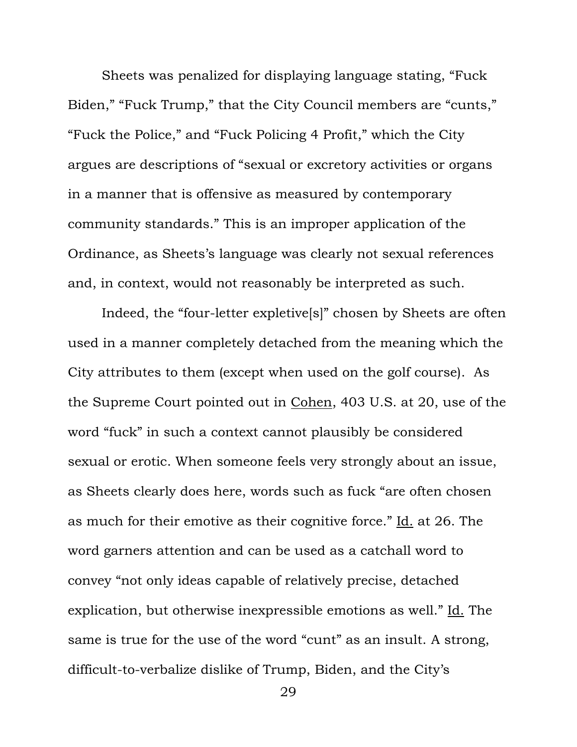Sheets was penalized for displaying language stating, "Fuck Biden," "Fuck Trump," that the City Council members are "cunts," "Fuck the Police," and "Fuck Policing 4 Profit," which the City argues are descriptions of "sexual or excretory activities or organs in a manner that is offensive as measured by contemporary community standards." This is an improper application of the Ordinance, as Sheets's language was clearly not sexual references and, in context, would not reasonably be interpreted as such.

Indeed, the "four-letter expletive[s]" chosen by Sheets are often used in a manner completely detached from the meaning which the City attributes to them (except when used on the golf course). As the Supreme Court pointed out in <u>Cohen</u>, 403 U.S. at 20, use of the word "fuck" in such a context cannot plausibly be considered sexual or erotic. When someone feels very strongly about an issue, as Sheets clearly does here, words such as fuck "are often chosen as much for their emotive as their cognitive force." <u>Id.</u> at 26. The word garners attention and can be used as a catchall word to convey "not only ideas capable of relatively precise, detached explication, but otherwise inexpressible emotions as well." <u>Id.</u> The same is true for the use of the word "cunt" as an insult. A strong, difficult-to-verbalize dislike of Trump, Biden, and the City's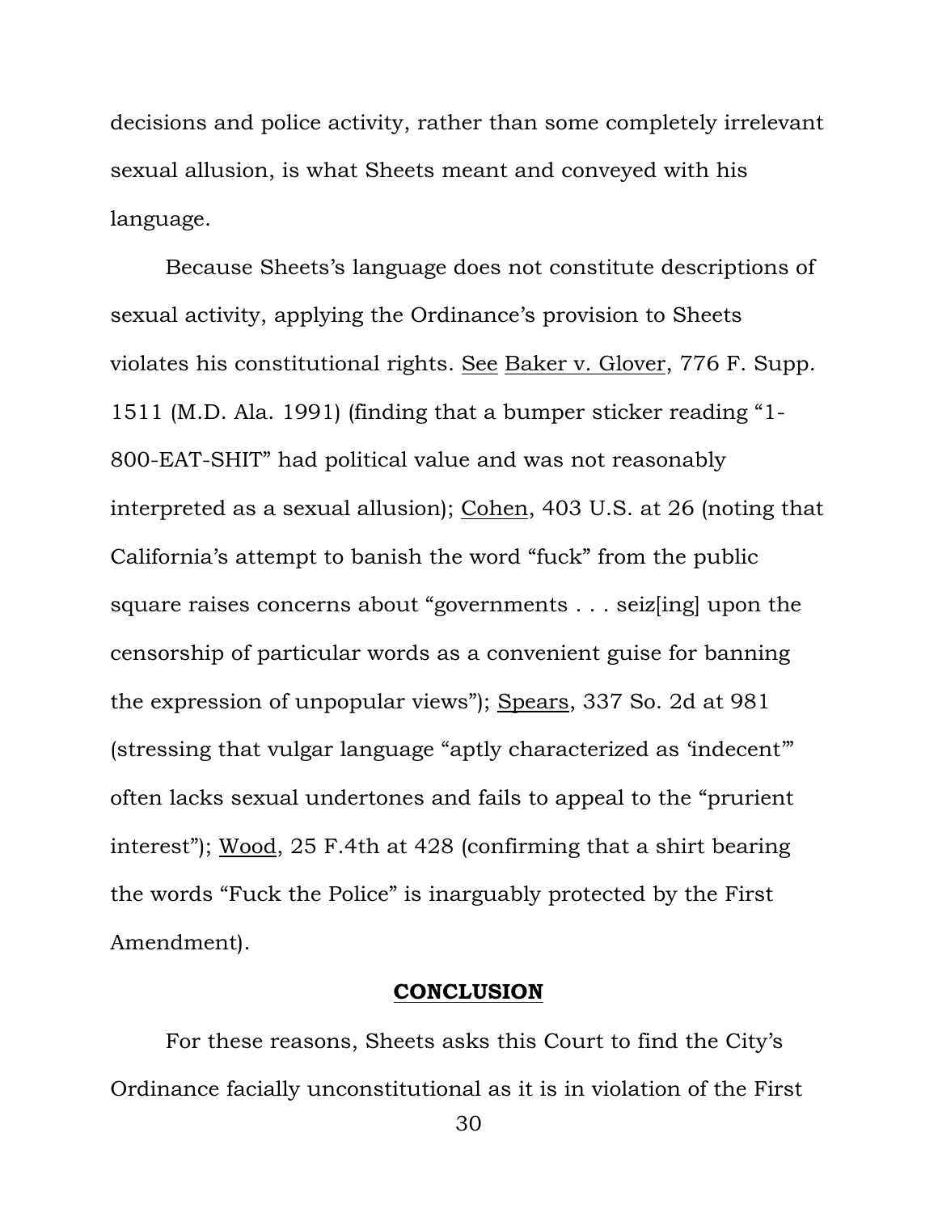decisions and police activity, rather than some completely irrelevant sexual allusion, is what Sheets meant and conveyed with his language.

Because Sheets's language does not constitute descriptions of sexual activity, applying the Ordinance's provision to Sheets violates his constitutional rights. See Baker v. Glover, 776 F. Supp. 1511 (M.D. Ala. 1991) (finding that a bumper sticker reading "1-800-EAT-SHIT" had political value and was not reasonably interpreted as a sexual allusion); Cohen, 403 U.S. at 26 (noting that California's attempt to banish the word "fuck" from the public square raises concerns about "governments . . . seiz[ing] upon the censorship of particular words as a convenient guise for banning the expression of unpopular views"); Spears, 337 So. 2d at 981 (stressing that vulgar language "aptly characterized as 'indecent'" often lacks sexual undertones and fails to appeal to the "prurient interest"); Wood, 25 F.4th at 428 (confirming that a shirt bearing the words "Fuck the Police" is inarguably protected by the First Amendment).

## CONCLUSION

For these reasons, Sheets asks this Court to find the City's Ordinance facially unconstitutional as it is in violation of the First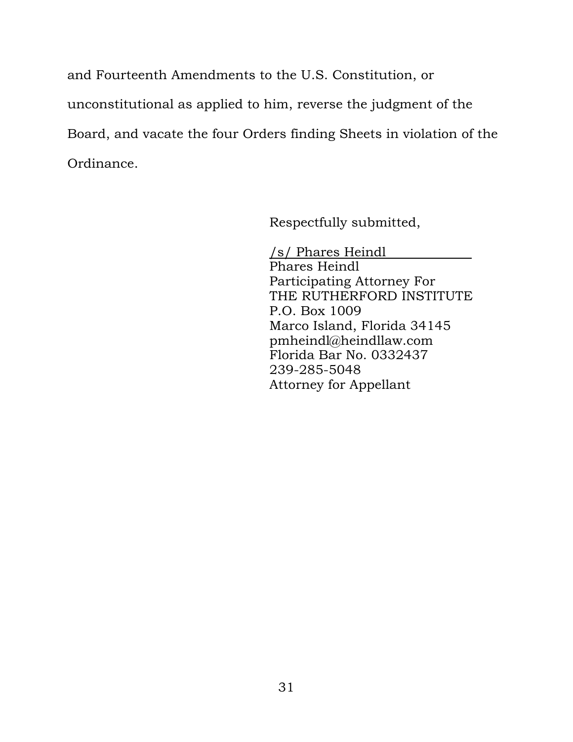and Fourteenth Amendments to the U.S. Constitution, or unconstitutional as applied to him, reverse the judgment of the Board, and vacate the four Orders finding Sheets in violation of the Ordinance.

Respectfully submitted,

/s/ Phares Heindl
Phares Heindl
Participating Attorney For
THE RUTHERFORD INSTITUTE
P.O. Box 1009
Marco Island, Florida 34145
pmheindl@heindllaw.com
Florida Bar No. 0332437
239-285-5048
Attorney for Appellant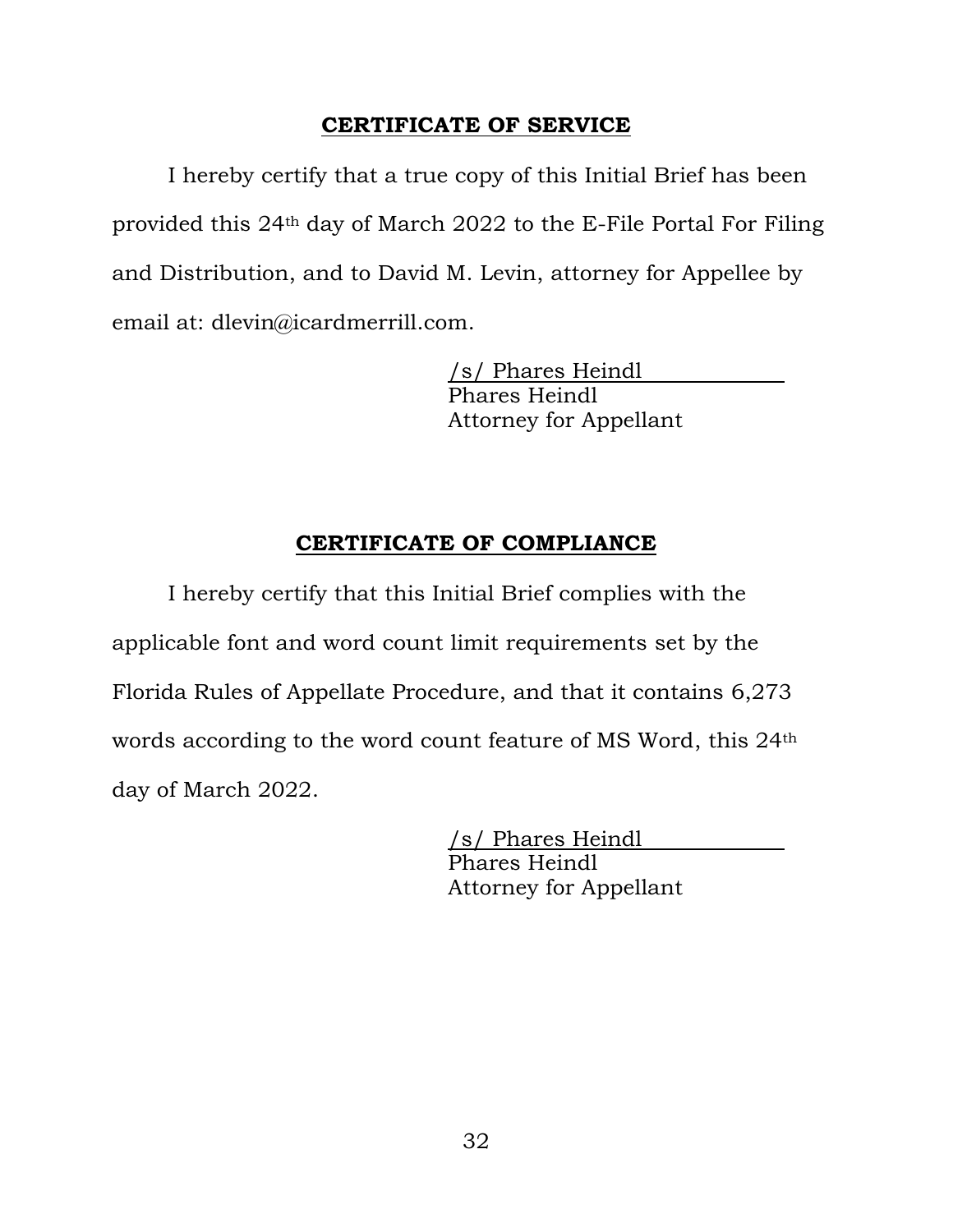## CERTIFICATE OF SERVICE

I hereby certify that a true copy of this Initial Brief has been provided this 24th day of March 2022 to the E-File Portal For Filing and Distribution, and to David M. Levin, attorney for Appellee by email at: dlevin@icardmerrill.com.

/s/ Phares Heindl
Phares Heindl
Attorney for Appellant

## CERTIFICATE OF COMPLIANCE

I hereby certify that this Initial Brief complies with the applicable font and word count limit requirements set by the Florida Rules of Appellate Procedure, and that it contains 6,273 words according to the word count feature of MS Word, this 24th day of March 2022.

/s/ Phares Heindl
Phares Heindl
Attorney for Appellant